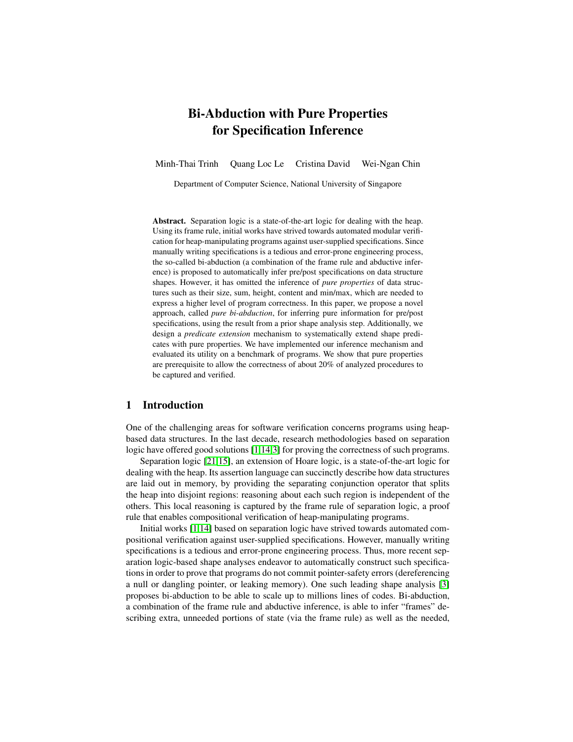# Bi-Abduction with Pure Properties for Specification Inference

Minh-Thai Trinh  Quang Loc Le  Cristina David  Wei-Ngan Chin

Department of Computer Science, National University of Singapore

**Abstract.** Separation logic is a state-of-the-art logic for dealing with the heap. Using its frame rule, initial works have strived towards automated modular verification for heap-manipulating programs against user-supplied specifications. Since manually writing specifications is a tedious and error-prone engineering process, the so-called bi-abduction (a combination of the frame rule and abductive inference) is proposed to automatically infer pre/post specifications on data structure shapes. However, it has omitted the inference of *pure properties* of data structures such as their size, sum, height, content and min/max, which are needed to express a higher level of program correctness. In this paper, we propose a novel approach, called *pure bi-abduction*, for inferring pure information for pre/post specifications, using the result from a prior shape analysis step. Additionally, we design a *predicate extension* mechanism to systematically extend shape predicates with pure properties. We have implemented our inference mechanism and evaluated its utility on a benchmark of programs. We show that pure properties are prerequisite to allow the correctness of about 20% of analyzed procedures to be captured and verified.

## 1 Introduction

One of the challenging areas for software verification concerns programs using heap-based data structures. In the last decade, research methodologies based on separation logic have offered good solutions [1,14,3] for proving the correctness of such programs.

Separation logic [21,15], an extension of Hoare logic, is a state-of-the-art logic for dealing with the heap. Its assertion language can succinctly describe how data structures are laid out in memory, by providing the separating conjunction operator that splits the heap into disjoint regions: reasoning about each such region is independent of the others. This local reasoning is captured by the frame rule of separation logic, a proof rule that enables compositional verification of heap-manipulating programs.

Initial works [1,14] based on separation logic have strived towards automated compositional verification against user-supplied specifications. However, manually writing specifications is a tedious and error-prone engineering process. Thus, more recent separation logic-based shape analyses endeavor to automatically construct such specifications in order to prove that programs do not commit pointer-safety errors (dereferencing a null or dangling pointer, or leaking memory). One such leading shape analysis [3] proposes bi-abduction to be able to scale up to millions lines of codes. Bi-abduction, a combination of the frame rule and abductive inference, is able to infer "frames" describing extra, unneeded portions of state (via the frame rule) as well as the needed,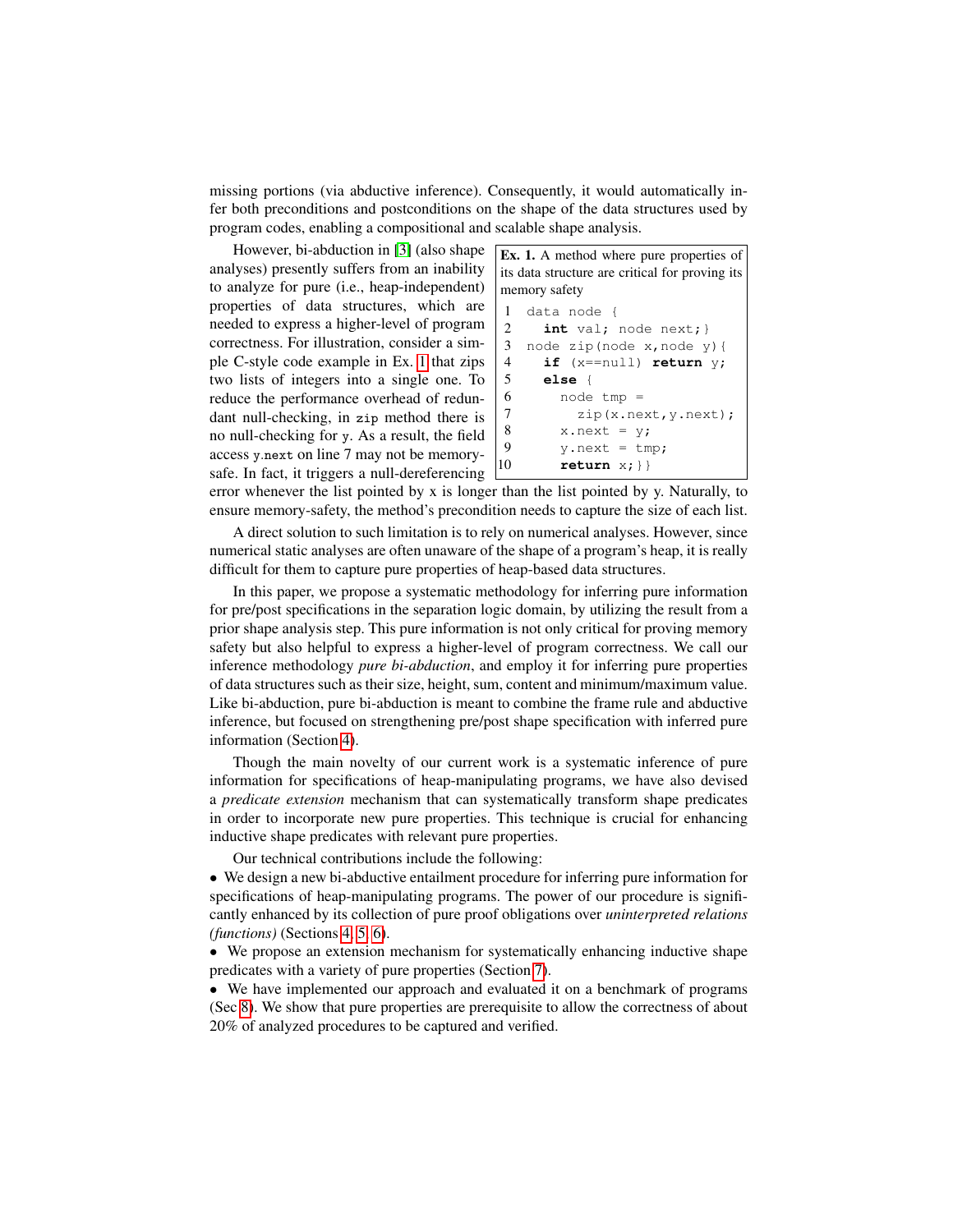missing portions (via abductive inference). Consequently, it would automatically infer both preconditions and postconditions on the shape of the data structures used by program codes, enabling a compositional and scalable shape analysis.

However, bi-abduction in [3] (also shape analyses) presently suffers from an inability to analyze for pure (i.e., heap-independent) properties of data structures, which are needed to express a higher-level of program correctness. For illustration, consider a simple C-style code example in Ex. 1 that zips two lists of integers into a single one. To reduce the performance overhead of redundant null-checking, in `zip` method there is no null-checking for `y`. As a result, the field access `y.next` on line 7 may not be memory-safe. In fact, it triggers a null-dereferencing error whenever the list pointed by x is longer than the list pointed by y. Naturally, to ensure memory-safety, the method's precondition needs to capture the size of each list.

**Ex. 1.** A method where pure properties of its data structure are critical for proving its memory safety

```
1  data node {
2    int val; node next;}
3  node zip(node x,node y){
4    if (x==null) return y;
5    else {
6      node tmp =
7        zip(x.next,y.next);
8      x.next = y;
9      y.next = tmp;
10     return x;}}
```

A direct solution to such limitation is to rely on numerical analyses. However, since numerical static analyses are often unaware of the shape of a program's heap, it is really difficult for them to capture pure properties of heap-based data structures.

In this paper, we propose a systematic methodology for inferring pure information for pre/post specifications in the separation logic domain, by utilizing the result from a prior shape analysis step. This pure information is not only critical for proving memory safety but also helpful to express a higher-level of program correctness. We call our inference methodology *pure bi-abduction*, and employ it for inferring pure properties of data structures such as their size, height, sum, content and minimum/maximum value. Like bi-abduction, pure bi-abduction is meant to combine the frame rule and abductive inference, but focused on strengthening pre/post shape specification with inferred pure information (Section 4).

Though the main novelty of our current work is a systematic inference of pure information for specifications of heap-manipulating programs, we have also devised a *predicate extension* mechanism that can systematically transform shape predicates in order to incorporate new pure properties. This technique is crucial for enhancing inductive shape predicates with relevant pure properties.

Our technical contributions include the following:

- We design a new bi-abductive entailment procedure for inferring pure information for specifications of heap-manipulating programs. The power of our procedure is significantly enhanced by its collection of pure proof obligations over *uninterpreted relations (functions)* (Sections 4, 5, 6).
- We propose an extension mechanism for systematically enhancing inductive shape predicates with a variety of pure properties (Section 7).
- We have implemented our approach and evaluated it on a benchmark of programs (Sec 8). We show that pure properties are prerequisite to allow the correctness of about 20% of analyzed procedures to be captured and verified.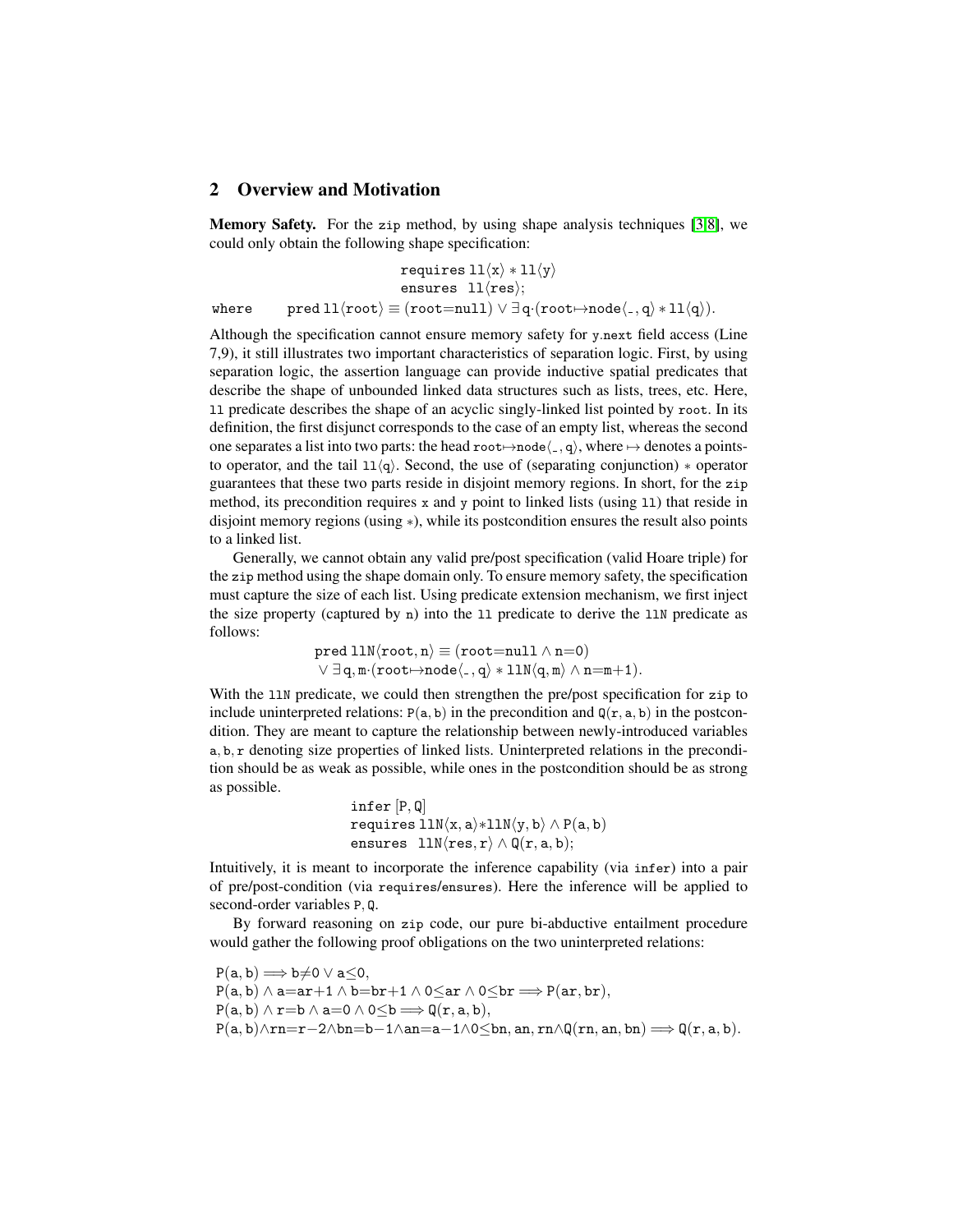## 2 Overview and Motivation

**Memory Safety.** For the zip method, by using shape analysis techniques [3,8], we could only obtain the following shape specification:

$$\texttt{requires}\ \texttt{ll}\langle \texttt{x}\rangle * \texttt{ll}\langle \texttt{y}\rangle$$
$$\texttt{ensures}\ \ \texttt{ll}\langle \texttt{res}\rangle;$$

where $\quad \texttt{pred}\ \texttt{ll}\langle \texttt{root}\rangle \equiv (\texttt{root}{=}\texttt{null}) \vee \exists\, \texttt{q}\cdot(\texttt{root}{\mapsto}\texttt{node}\langle \_, \texttt{q}\rangle * \texttt{ll}\langle \texttt{q}\rangle).$

Although the specification cannot ensure memory safety for y.next field access (Line 7,9), it still illustrates two important characteristics of separation logic. First, by using separation logic, the assertion language can provide inductive spatial predicates that describe the shape of unbounded linked data structures such as lists, trees, etc. Here, ll predicate describes the shape of an acyclic singly-linked list pointed by root. In its definition, the first disjunct corresponds to the case of an empty list, whereas the second one separates a list into two parts: the head $\texttt{root}{\mapsto}\texttt{node}\langle \_, \texttt{q}\rangle$, where $\mapsto$ denotes a points-to operator, and the tail $\texttt{ll}\langle \texttt{q}\rangle$. Second, the use of (separating conjunction) $*$ operator guarantees that these two parts reside in disjoint memory regions. In short, for the zip method, its precondition requires x and y point to linked lists (using ll) that reside in disjoint memory regions (using $*$), while its postcondition ensures the result also points to a linked list.

Generally, we cannot obtain any valid pre/post specification (valid Hoare triple) for the zip method using the shape domain only. To ensure memory safety, the specification must capture the size of each list. Using predicate extension mechanism, we first inject the size property (captured by n) into the ll predicate to derive the llN predicate as follows:

$$\texttt{pred}\ \texttt{llN}\langle \texttt{root}, \texttt{n}\rangle \equiv (\texttt{root}{=}\texttt{null} \wedge \texttt{n}{=}0)$$
$$\vee\ \exists\, \texttt{q}, \texttt{m}\cdot(\texttt{root}{\mapsto}\texttt{node}\langle \_, \texttt{q}\rangle * \texttt{llN}\langle \texttt{q}, \texttt{m}\rangle \wedge \texttt{n}{=}\texttt{m}{+}1).$$

With the llN predicate, we could then strengthen the pre/post specification for zip to include uninterpreted relations: $\texttt{P}(\texttt{a}, \texttt{b})$ in the precondition and $\texttt{Q}(\texttt{r}, \texttt{a}, \texttt{b})$ in the postcondition. They are meant to capture the relationship between newly-introduced variables $\texttt{a}, \texttt{b}, \texttt{r}$ denoting size properties of linked lists. Uninterpreted relations in the precondition should be as weak as possible, while ones in the postcondition should be as strong as possible.

$$\texttt{infer}\ [\texttt{P}, \texttt{Q}]$$
$$\texttt{requires}\ \texttt{llN}\langle \texttt{x}, \texttt{a}\rangle * \texttt{llN}\langle \texttt{y}, \texttt{b}\rangle \wedge \texttt{P}(\texttt{a}, \texttt{b})$$
$$\texttt{ensures}\ \ \texttt{llN}\langle \texttt{res}, \texttt{r}\rangle \wedge \texttt{Q}(\texttt{r}, \texttt{a}, \texttt{b});$$

Intuitively, it is meant to incorporate the inference capability (via infer) into a pair of pre/post-condition (via requires/ensures). Here the inference will be applied to second-order variables P, Q.

By forward reasoning on zip code, our pure bi-abductive entailment procedure would gather the following proof obligations on the two uninterpreted relations:

$$\texttt{P}(\texttt{a}, \texttt{b}) \Longrightarrow \texttt{b}{\neq}0 \vee \texttt{a}{\leq}0,$$
$$\texttt{P}(\texttt{a}, \texttt{b}) \wedge \texttt{a}{=}\texttt{ar}{+}1 \wedge \texttt{b}{=}\texttt{br}{+}1 \wedge 0{\leq}\texttt{ar} \wedge 0{\leq}\texttt{br} \Longrightarrow \texttt{P}(\texttt{ar}, \texttt{br}),$$
$$\texttt{P}(\texttt{a}, \texttt{b}) \wedge \texttt{r}{=}\texttt{b} \wedge \texttt{a}{=}0 \wedge 0{\leq}\texttt{b} \Longrightarrow \texttt{Q}(\texttt{r}, \texttt{a}, \texttt{b}),$$
$$\texttt{P}(\texttt{a}, \texttt{b}) {\wedge} \texttt{rn}{=}\texttt{r}{-}2 {\wedge} \texttt{bn}{=}\texttt{b}{-}1 {\wedge} \texttt{an}{=}\texttt{a}{-}1 {\wedge} 0{\leq}\texttt{bn}, \texttt{an}, \texttt{rn} {\wedge} \texttt{Q}(\texttt{rn}, \texttt{an}, \texttt{bn}) \Longrightarrow \texttt{Q}(\texttt{r}, \texttt{a}, \texttt{b}).$$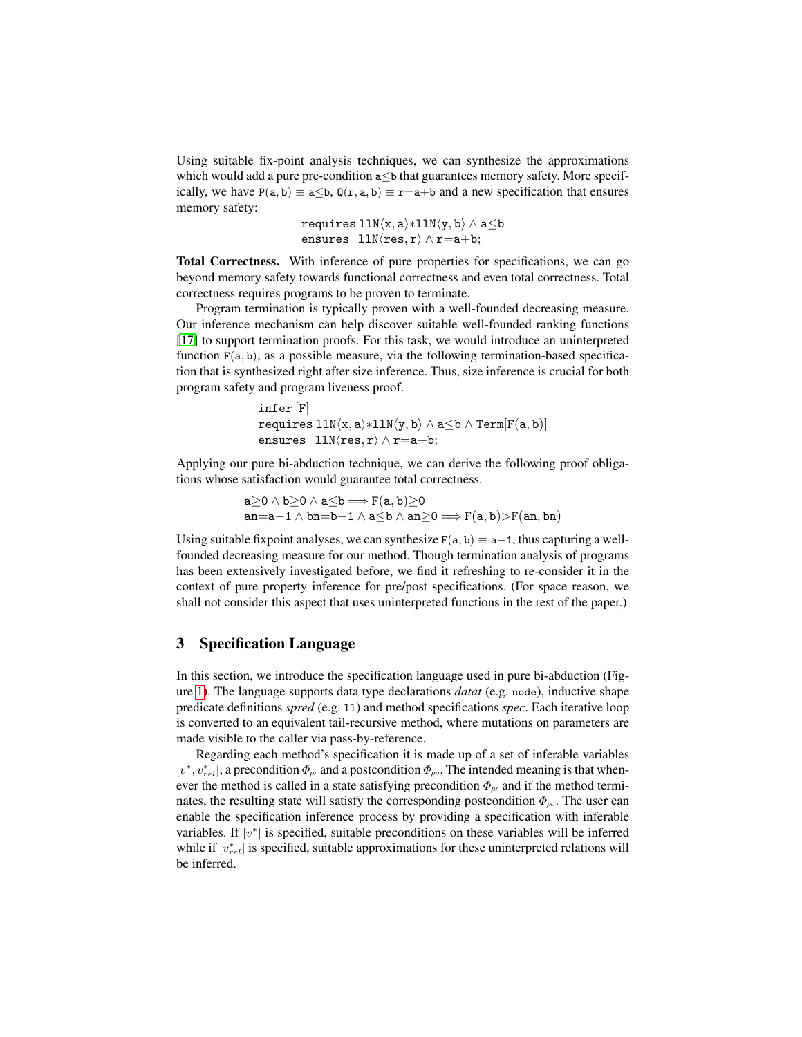Using suitable fix-point analysis techniques, we can synthesize the approximations which would add a pure pre-condition $a \leq b$ that guarantees memory safety. More specifically, we have $P(a, b) \equiv a \leq b$, $Q(r, a, b) \equiv r = a + b$ and a new specification that ensures memory safety:

$$\begin{array}{l} \texttt{requires } \texttt{llN}\langle x, a\rangle * \texttt{llN}\langle y, b\rangle \wedge a \leq b \\ \texttt{ensures } \texttt{llN}\langle res, r\rangle \wedge r = a + b; \end{array}$$

**Total Correctness.** With inference of pure properties for specifications, we can go beyond memory safety towards functional correctness and even total correctness. Total correctness requires programs to be proven to terminate.

Program termination is typically proven with a well-founded decreasing measure. Our inference mechanism can help discover suitable well-founded ranking functions [17] to support termination proofs. For this task, we would introduce an uninterpreted function $F(a, b)$, as a possible measure, via the following termination-based specification that is synthesized right after size inference. Thus, size inference is crucial for both program safety and program liveness proof.

$$\begin{array}{l} \texttt{infer } [F] \\ \texttt{requires } \texttt{llN}\langle x, a\rangle * \texttt{llN}\langle y, b\rangle \wedge a \leq b \wedge \texttt{Term}[F(a, b)] \\ \texttt{ensures } \texttt{llN}\langle res, r\rangle \wedge r = a + b; \end{array}$$

Applying our pure bi-abduction technique, we can derive the following proof obligations whose satisfaction would guarantee total correctness.

$$\begin{array}{l} a \geq 0 \wedge b \geq 0 \wedge a \leq b \Longrightarrow F(a, b) \geq 0 \\ an = a - 1 \wedge bn = b - 1 \wedge a \leq b \wedge an \geq 0 \Longrightarrow F(a, b) > F(an, bn) \end{array}$$

Using suitable fixpoint analyses, we can synthesize $F(a, b) \equiv a - 1$, thus capturing a well-founded decreasing measure for our method. Though termination analysis of programs has been extensively investigated before, we find it refreshing to re-consider it in the context of pure property inference for pre/post specifications. (For space reason, we shall not consider this aspect that uses uninterpreted functions in the rest of the paper.)

## 3 Specification Language

In this section, we introduce the specification language used in pure bi-abduction (Figure 1). The language supports data type declarations *datat* (e.g. `node`), inductive shape predicate definitions *spred* (e.g. `ll`) and method specifications *spec*. Each iterative loop is converted to an equivalent tail-recursive method, where mutations on parameters are made visible to the caller via pass-by-reference.

Regarding each method's specification it is made up of a set of inferable variables $[v^*, v^*_{rel}]$, a precondition $\Phi_{pr}$ and a postcondition $\Phi_{po}$. The intended meaning is that whenever the method is called in a state satisfying precondition $\Phi_{pr}$ and if the method terminates, the resulting state will satisfy the corresponding postcondition $\Phi_{po}$. The user can enable the specification inference process by providing a specification with inferable variables. If $[v^*]$ is specified, suitable preconditions on these variables will be inferred while if $[v^*_{rel}]$ is specified, suitable approximations for these uninterpreted relations will be inferred.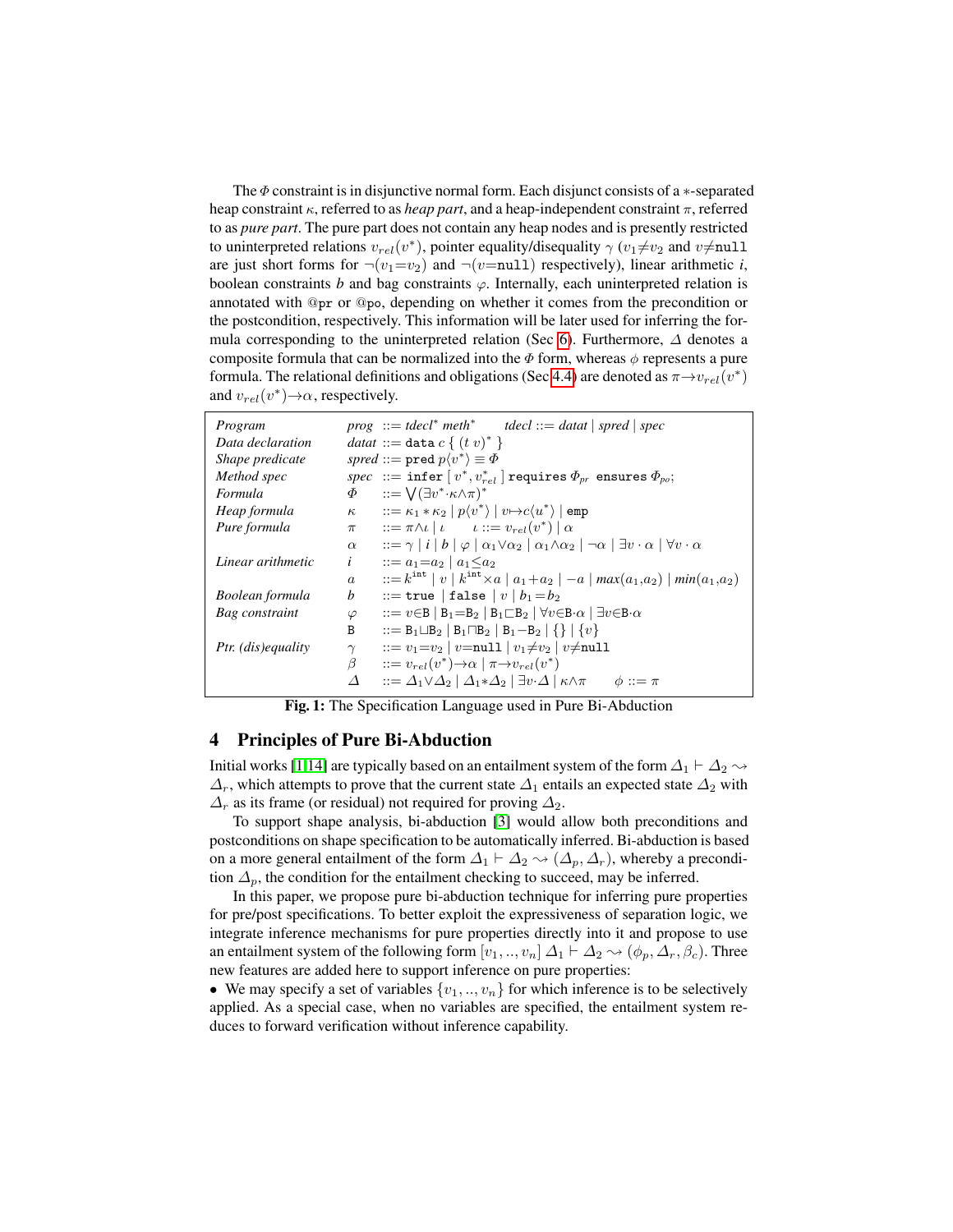The $\Phi$ constraint is in disjunctive normal form. Each disjunct consists of a $*$-separated heap constraint $\kappa$, referred to as *heap part*, and a heap-independent constraint $\pi$, referred to as *pure part*. The pure part does not contain any heap nodes and is presently restricted to uninterpreted relations $v_{rel}(v^*)$, pointer equality/disequality $\gamma$ ($v_1{\neq}v_2$ and $v{\neq}\texttt{null}$ are just short forms for $\neg(v_1{=}v_2)$ and $\neg(v{=}\texttt{null})$ respectively), linear arithmetic *i*, boolean constraints *b* and bag constraints $\varphi$. Internally, each uninterpreted relation is annotated with $@\texttt{pr}$ or $@\texttt{po}$, depending on whether it comes from the precondition or the postcondition, respectively. This information will be later used for inferring the formula corresponding to the uninterpreted relation (Sec 6). Furthermore, $\Delta$ denotes a composite formula that can be normalized into the $\Phi$ form, whereas $\phi$ represents a pure formula. The relational definitions and obligations (Sec 4.4) are denoted as $\pi{\rightarrow}v_{rel}(v^*)$ and $v_{rel}(v^*){\rightarrow}\alpha$, respectively.

| | |
|---|---|
| *Program* | $prog ::= tdecl^*\ meth^* \qquad tdecl ::= datat \mid spred \mid spec$ |
| *Data declaration* | $datat ::= \texttt{data}\ c\ \{\ (t\ v)^*\ \}$ |
| *Shape predicate* | $spred ::= \texttt{pred}\ p\langle v^*\rangle \equiv \Phi$ |
| *Method spec* | $spec ::= \texttt{infer}\ [\ v^*, v^*_{rel}\ ]\ \texttt{requires}\ \Phi_{pr}\ \texttt{ensures}\ \Phi_{po};$ |
| *Formula* | $\Phi ::= \bigvee(\exists v^*{\cdot}\kappa{\wedge}\pi)^*$ |
| *Heap formula* | $\kappa ::= \kappa_1 * \kappa_2 \mid p\langle v^*\rangle \mid v{\mapsto}c\langle u^*\rangle \mid \texttt{emp}$ |
| *Pure formula* | $\pi ::= \pi{\wedge}\iota \mid \iota \qquad \iota ::= v_{rel}(v^*) \mid \alpha$ |
| | $\alpha ::= \gamma \mid i \mid b \mid \varphi \mid \alpha_1{\vee}\alpha_2 \mid \alpha_1{\wedge}\alpha_2 \mid \neg\alpha \mid \exists v\cdot\alpha \mid \forall v\cdot\alpha$ |
| *Linear arithmetic* | $i ::= a_1{=}a_2 \mid a_1{\leq}a_2$ |
| | $a ::= k^{\texttt{int}} \mid v \mid k^{\texttt{int}}{\times}a \mid a_1{+}a_2 \mid -a \mid max(a_1,a_2) \mid min(a_1,a_2)$ |
| *Boolean formula* | $b ::= \texttt{true} \mid \texttt{false} \mid v \mid b_1{=}b_2$ |
| *Bag constraint* | $\varphi ::= v{\in}\texttt{B} \mid \texttt{B}_1{=}\texttt{B}_2 \mid \texttt{B}_1{\sqsubset}\texttt{B}_2 \mid \forall v{\in}\texttt{B}{\cdot}\alpha \mid \exists v{\in}\texttt{B}{\cdot}\alpha$ |
| | $\texttt{B} ::= \texttt{B}_1{\sqcup}\texttt{B}_2 \mid \texttt{B}_1{\sqcap}\texttt{B}_2 \mid \texttt{B}_1{-}\texttt{B}_2 \mid \{\} \mid \{v\}$ |
| *Ptr. (dis)equality* | $\gamma ::= v_1{=}v_2 \mid v{=}\texttt{null} \mid v_1{\neq}v_2 \mid v{\neq}\texttt{null}$ |
| | $\beta ::= v_{rel}(v^*){\rightarrow}\alpha \mid \pi{\rightarrow}v_{rel}(v^*)$ |
| | $\Delta ::= \Delta_1{\vee}\Delta_2 \mid \Delta_1{*}\Delta_2 \mid \exists v{\cdot}\Delta \mid \kappa{\wedge}\pi \qquad \phi ::= \pi$ |

**Fig. 1:** The Specification Language used in Pure Bi-Abduction

## 4 Principles of Pure Bi-Abduction

Initial works [1,14] are typically based on an entailment system of the form $\Delta_1 \vdash \Delta_2 \leadsto \Delta_r$, which attempts to prove that the current state $\Delta_1$ entails an expected state $\Delta_2$ with $\Delta_r$ as its frame (or residual) not required for proving $\Delta_2$.

To support shape analysis, bi-abduction [3] would allow both preconditions and postconditions on shape specification to be automatically inferred. Bi-abduction is based on a more general entailment of the form $\Delta_1 \vdash \Delta_2 \leadsto (\Delta_p, \Delta_r)$, whereby a precondition $\Delta_p$, the condition for the entailment checking to succeed, may be inferred.

In this paper, we propose pure bi-abduction technique for inferring pure properties for pre/post specifications. To better exploit the expressiveness of separation logic, we integrate inference mechanisms for pure properties directly into it and propose to use an entailment system of the following form $[v_1, .., v_n]\ \Delta_1 \vdash \Delta_2 \leadsto (\phi_p, \Delta_r, \beta_c)$. Three new features are added here to support inference on pure properties:

- We may specify a set of variables $\{v_1, .., v_n\}$ for which inference is to be selectively applied. As a special case, when no variables are specified, the entailment system reduces to forward verification without inference capability.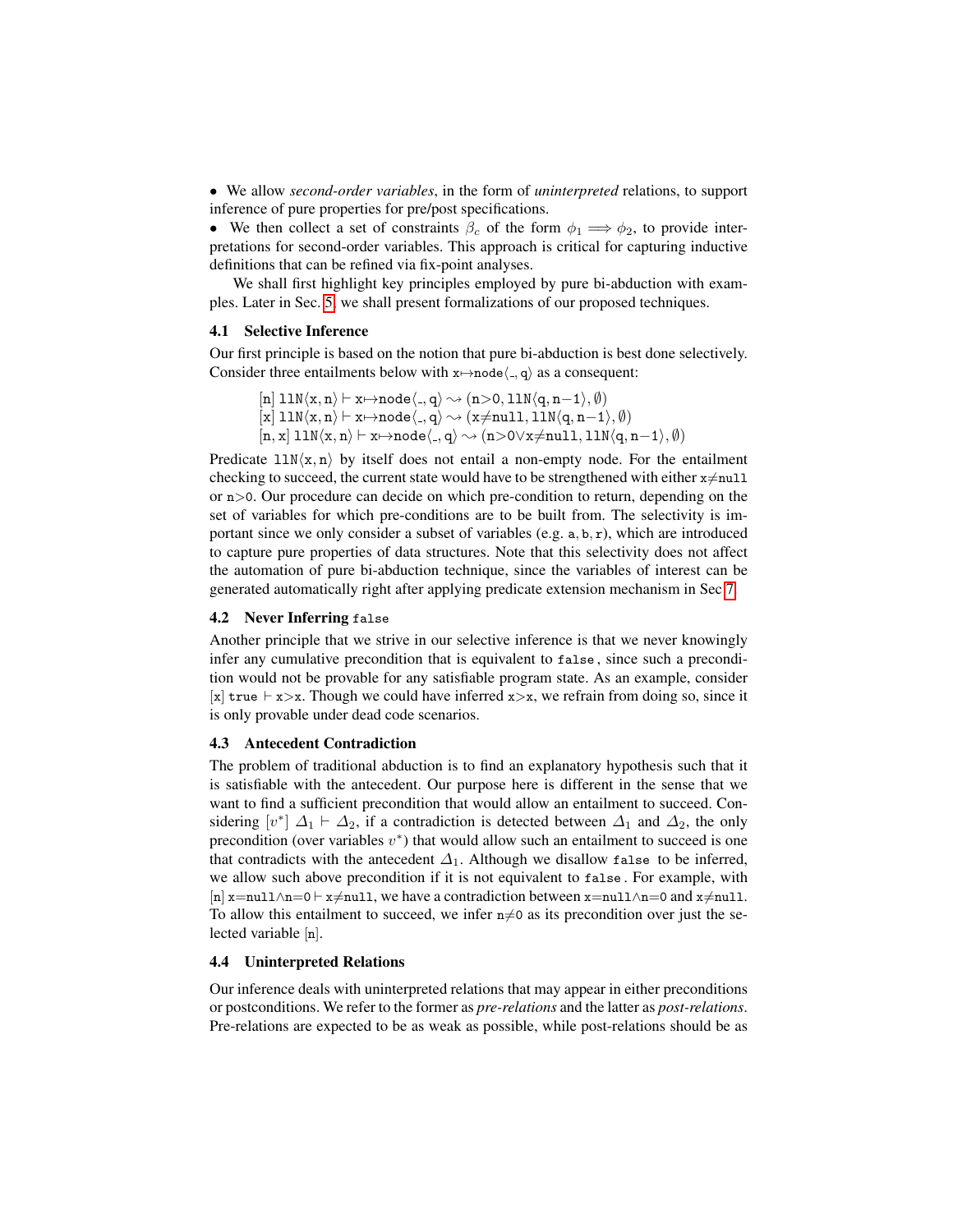- We allow *second-order variables*, in the form of *uninterpreted* relations, to support inference of pure properties for pre/post specifications.
- We then collect a set of constraints $\beta_c$ of the form $\phi_1 \implies \phi_2$, to provide interpretations for second-order variables. This approach is critical for capturing inductive definitions that can be refined via fix-point analyses.

We shall first highlight key principles employed by pure bi-abduction with examples. Later in Sec. 5, we shall present formalizations of our proposed techniques.

### 4.1 Selective Inference

Our first principle is based on the notion that pure bi-abduction is best done selectively. Consider three entailments below with $\mathtt{x}{\mapsto}\mathtt{node}\langle \_, \mathtt{q}\rangle$ as a consequent:

$$[\mathtt{n}]\ \mathtt{llN}\langle \mathtt{x}, \mathtt{n}\rangle \vdash \mathtt{x}{\mapsto}\mathtt{node}\langle \_, \mathtt{q}\rangle \rightsquigarrow (\mathtt{n}{>}0, \mathtt{llN}\langle \mathtt{q}, \mathtt{n}{-}1\rangle, \emptyset)$$
$$[\mathtt{x}]\ \mathtt{llN}\langle \mathtt{x}, \mathtt{n}\rangle \vdash \mathtt{x}{\mapsto}\mathtt{node}\langle \_, \mathtt{q}\rangle \rightsquigarrow (\mathtt{x}{\neq}\mathtt{null}, \mathtt{llN}\langle \mathtt{q}, \mathtt{n}{-}1\rangle, \emptyset)$$
$$[\mathtt{n}, \mathtt{x}]\ \mathtt{llN}\langle \mathtt{x}, \mathtt{n}\rangle \vdash \mathtt{x}{\mapsto}\mathtt{node}\langle \_, \mathtt{q}\rangle \rightsquigarrow (\mathtt{n}{>}0{\vee}\mathtt{x}{\neq}\mathtt{null}, \mathtt{llN}\langle \mathtt{q}, \mathtt{n}{-}1\rangle, \emptyset)$$

Predicate $\mathtt{llN}\langle \mathtt{x}, \mathtt{n}\rangle$ by itself does not entail a non-empty node. For the entailment checking to succeed, the current state would have to be strengthened with either $\mathtt{x}{\neq}\mathtt{null}$ or $\mathtt{n}{>}0$. Our procedure can decide on which pre-condition to return, depending on the set of variables for which pre-conditions are to be built from. The selectivity is important since we only consider a subset of variables (e.g. $\mathtt{a}, \mathtt{b}, \mathtt{r}$), which are introduced to capture pure properties of data structures. Note that this selectivity does not affect the automation of pure bi-abduction technique, since the variables of interest can be generated automatically right after applying predicate extension mechanism in Sec 7.

### 4.2 Never Inferring false

Another principle that we strive in our selective inference is that we never knowingly infer any cumulative precondition that is equivalent to `false`, since such a precondition would not be provable for any satisfiable program state. As an example, consider $[\mathtt{x}]\ \mathtt{true} \vdash \mathtt{x}{>}\mathtt{x}$. Though we could have inferred $\mathtt{x}{>}\mathtt{x}$, we refrain from doing so, since it is only provable under dead code scenarios.

### 4.3 Antecedent Contradiction

The problem of traditional abduction is to find an explanatory hypothesis such that it is satisfiable with the antecedent. Our purpose here is different in the sense that we want to find a sufficient precondition that would allow an entailment to succeed. Considering $[v^*]\ \Delta_1 \vdash \Delta_2$, if a contradiction is detected between $\Delta_1$ and $\Delta_2$, the only precondition (over variables $v^*$) that would allow such an entailment to succeed is one that contradicts with the antecedent $\Delta_1$. Although we disallow `false` to be inferred, we allow such above precondition if it is not equivalent to `false`. For example, with $[\mathtt{n}]\ \mathtt{x}{=}\mathtt{null}{\wedge}\mathtt{n}{=}0 \vdash \mathtt{x}{\neq}\mathtt{null}$, we have a contradiction between $\mathtt{x}{=}\mathtt{null}{\wedge}\mathtt{n}{=}0$ and $\mathtt{x}{\neq}\mathtt{null}$. To allow this entailment to succeed, we infer $\mathtt{n}{\neq}0$ as its precondition over just the selected variable $[\mathtt{n}]$.

### 4.4 Uninterpreted Relations

Our inference deals with uninterpreted relations that may appear in either preconditions or postconditions. We refer to the former as *pre-relations* and the latter as *post-relations*. Pre-relations are expected to be as weak as possible, while post-relations should be as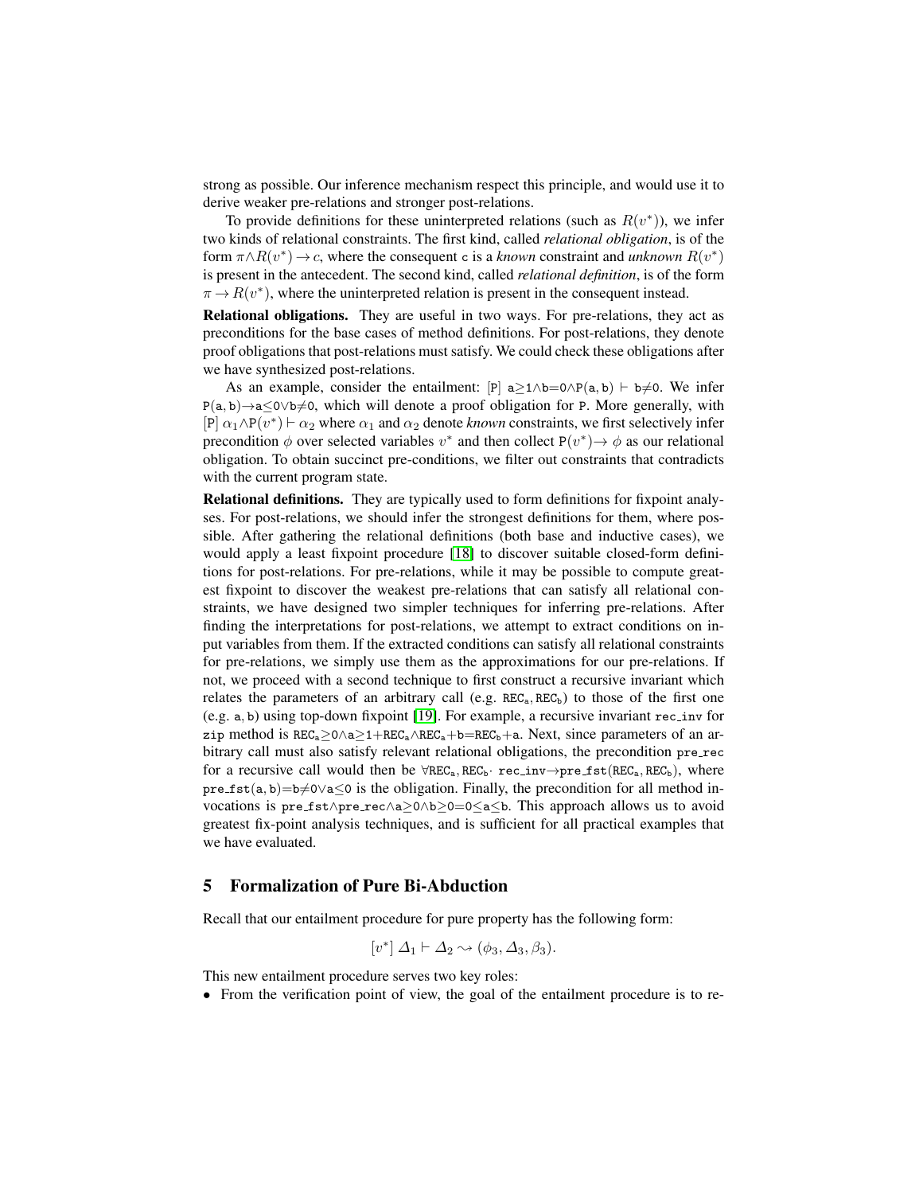strong as possible. Our inference mechanism respect this principle, and would use it to derive weaker pre-relations and stronger post-relations.

To provide definitions for these uninterpreted relations (such as $R(v^*)$), we infer two kinds of relational constraints. The first kind, called *relational obligation*, is of the form $\pi \wedge R(v^*) \rightarrow c$, where the consequent c is a *known* constraint and *unknown* $R(v^*)$ is present in the antecedent. The second kind, called *relational definition*, is of the form $\pi \rightarrow R(v^*)$, where the uninterpreted relation is present in the consequent instead.

**Relational obligations.** They are useful in two ways. For pre-relations, they act as preconditions for the base cases of method definitions. For post-relations, they denote proof obligations that post-relations must satisfy. We could check these obligations after we have synthesized post-relations.

As an example, consider the entailment: $[\mathtt{P}]\ \mathtt{a}{\geq}1 \wedge \mathtt{b}{=}0 \wedge \mathtt{P}(\mathtt{a},\mathtt{b}) \vdash \mathtt{b}{\neq}0$. We infer $\mathtt{P}(\mathtt{a},\mathtt{b}) {\rightarrow} \mathtt{a}{\leq}0 \vee \mathtt{b}{\neq}0$, which will denote a proof obligation for P. More generally, with $[\mathtt{P}]\ \alpha_1 \wedge \mathtt{P}(v^*) \vdash \alpha_2$ where $\alpha_1$ and $\alpha_2$ denote *known* constraints, we first selectively infer precondition $\phi$ over selected variables $v^*$ and then collect $\mathtt{P}(v^*) {\rightarrow} \phi$ as our relational obligation. To obtain succinct pre-conditions, we filter out constraints that contradicts with the current program state.

**Relational definitions.** They are typically used to form definitions for fixpoint analyses. For post-relations, we should infer the strongest definitions for them, where possible. After gathering the relational definitions (both base and inductive cases), we would apply a least fixpoint procedure [18] to discover suitable closed-form definitions for post-relations. For pre-relations, while it may be possible to compute greatest fixpoint to discover the weakest pre-relations that can satisfy all relational constraints, we have designed two simpler techniques for inferring pre-relations. After finding the interpretations for post-relations, we attempt to extract conditions on input variables from them. If the extracted conditions can satisfy all relational constraints for pre-relations, we simply use them as the approximations for our pre-relations. If not, we proceed with a second technique to first construct a recursive invariant which relates the parameters of an arbitrary call (e.g. $\mathtt{REC_a}, \mathtt{REC_b}$) to those of the first one (e.g. $\mathtt{a}, \mathtt{b}$) using top-down fixpoint [19]. For example, a recursive invariant rec_inv for zip method is $\mathtt{REC_a}{\geq}0 \wedge \mathtt{a}{\geq}1{+}\mathtt{REC_a} \wedge \mathtt{REC_a}{+}\mathtt{b}{=}\mathtt{REC_b}{+}\mathtt{a}$. Next, since parameters of an arbitrary call must also satisfy relevant relational obligations, the precondition pre_rec for a recursive call would then be $\forall \mathtt{REC_a}, \mathtt{REC_b} \cdot\ \mathtt{rec\_inv} {\rightarrow} \mathtt{pre\_fst}(\mathtt{REC_a}, \mathtt{REC_b})$, where $\mathtt{pre\_fst}(\mathtt{a},\mathtt{b}){=}\mathtt{b}{\neq}0 \vee \mathtt{a}{\leq}0$ is the obligation. Finally, the precondition for all method invocations is $\mathtt{pre\_fst} \wedge \mathtt{pre\_rec} \wedge \mathtt{a}{\geq}0 \wedge \mathtt{b}{\geq}0 {=} 0{\leq}\mathtt{a}{\leq}\mathtt{b}$. This approach allows us to avoid greatest fix-point analysis techniques, and is sufficient for all practical examples that we have evaluated.

# 5 Formalization of Pure Bi-Abduction

Recall that our entailment procedure for pure property has the following form:

$$[v^*]\ \Delta_1 \vdash \Delta_2 \leadsto (\phi_3, \Delta_3, \beta_3).$$

This new entailment procedure serves two key roles:

- From the verification point of view, the goal of the entailment procedure is to re-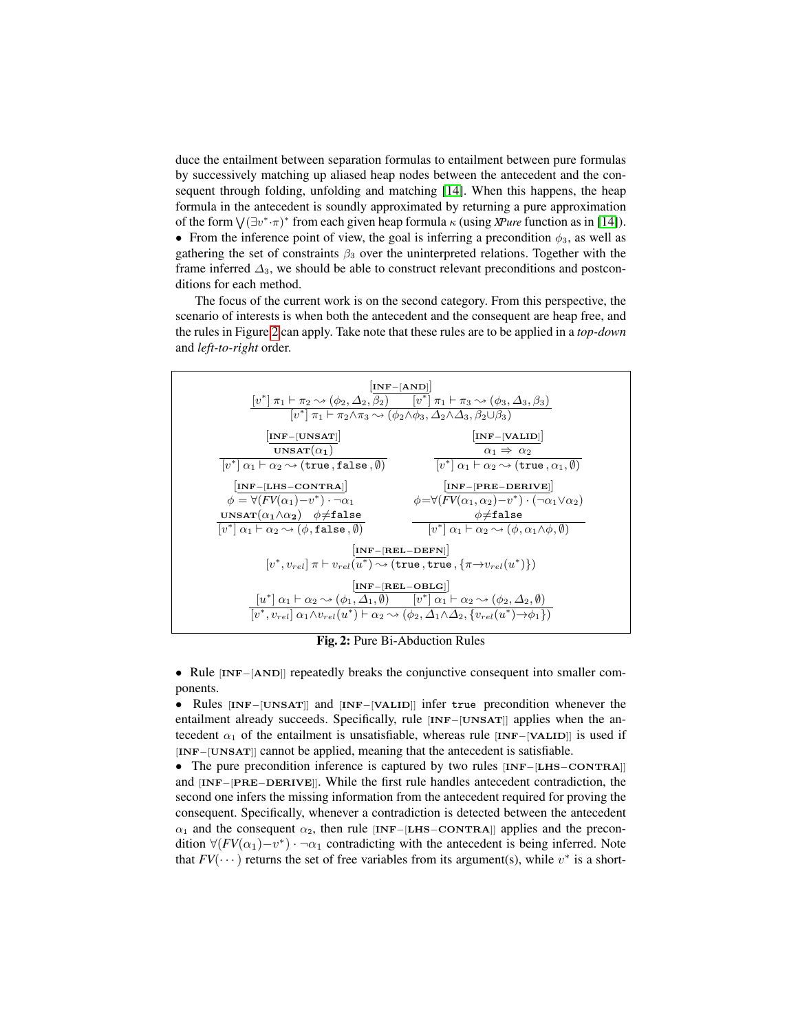duce the entailment between separation formulas to entailment between pure formulas by successively matching up aliased heap nodes between the antecedent and the consequent through folding, unfolding and matching [14]. When this happens, the heap formula in the antecedent is soundly approximated by returning a pure approximation of the form $\bigvee(\exists v^* \cdot \pi)^*$ from each given heap formula $\kappa$ (using *XPure* function as in [14]).

- From the inference point of view, the goal is inferring a precondition $\phi_3$, as well as gathering the set of constraints $\beta_3$ over the uninterpreted relations. Together with the frame inferred $\Delta_3$, we should be able to construct relevant preconditions and postconditions for each method.

The focus of the current work is on the second category. From this perspective, the scenario of interests is when both the antecedent and the consequent are heap free, and the rules in Figure 2 can apply. Take note that these rules are to be applied in a *top-down* and *left-to-right* order.

$$\textbf{[INF-[AND]]}\quad \frac{[v^*]\ \pi_1 \vdash \pi_2 \rightsquigarrow (\phi_2, \Delta_2, \beta_2) \qquad [v^*]\ \pi_1 \vdash \pi_3 \rightsquigarrow (\phi_3, \Delta_3, \beta_3)}{[v^*]\ \pi_1 \vdash \pi_2 \wedge \pi_3 \rightsquigarrow (\phi_2 \wedge \phi_3, \Delta_2 \wedge \Delta_3, \beta_2 \cup \beta_3)}$$

$$\textbf{[INF-[UNSAT]]}\quad \frac{\textbf{UNSAT}(\alpha_1)}{[v^*]\ \alpha_1 \vdash \alpha_2 \rightsquigarrow (\texttt{true}, \texttt{false}, \emptyset)} \qquad \textbf{[INF-[VALID]]}\quad \frac{\alpha_1 \Rightarrow \alpha_2}{[v^*]\ \alpha_1 \vdash \alpha_2 \rightsquigarrow (\texttt{true}, \alpha_1, \emptyset)}$$

$$\textbf{[INF-[LHS-CONTRA]]}\quad \frac{\phi = \forall (FV(\alpha_1) - v^*) \cdot \neg \alpha_1 \quad \textbf{UNSAT}(\alpha_1 \wedge \alpha_2) \quad \phi \neq \texttt{false}}{[v^*]\ \alpha_1 \vdash \alpha_2 \rightsquigarrow (\phi, \texttt{false}, \emptyset)}$$

$$\textbf{[INF-[PRE-DERIVE]]}\quad \frac{\phi = \forall (FV(\alpha_1, \alpha_2) - v^*) \cdot (\neg \alpha_1 \vee \alpha_2) \quad \phi \neq \texttt{false}}{[v^*]\ \alpha_1 \vdash \alpha_2 \rightsquigarrow (\phi, \alpha_1 \wedge \phi, \emptyset)}$$

$$\textbf{[INF-[REL-DEFN]]}\quad [v^*, v_{rel}]\ \pi \vdash v_{rel}(u^*) \rightsquigarrow (\texttt{true}, \texttt{true}, \{\pi \rightarrow v_{rel}(u^*)\})$$

$$\textbf{[INF-[REL-OBLG]]}\quad \frac{[u^*]\ \alpha_1 \vdash \alpha_2 \rightsquigarrow (\phi_1, \Delta_1, \emptyset) \qquad [v^*]\ \alpha_1 \vdash \alpha_2 \rightsquigarrow (\phi_2, \Delta_2, \emptyset)}{[v^*, v_{rel}]\ \alpha_1 \wedge v_{rel}(u^*) \vdash \alpha_2 \rightsquigarrow (\phi_2, \Delta_1 \wedge \Delta_2, \{v_{rel}(u^*) \rightarrow \phi_1\})}$$

**Fig. 2:** Pure Bi-Abduction Rules

- Rule [INF−[AND]] repeatedly breaks the conjunctive consequent into smaller components.
- Rules [INF−[UNSAT]] and [INF−[VALID]] infer `true` precondition whenever the entailment already succeeds. Specifically, rule [INF−[UNSAT]] applies when the antecedent $\alpha_1$ of the entailment is unsatisfiable, whereas rule [INF−[VALID]] is used if [INF−[UNSAT]] cannot be applied, meaning that the antecedent is satisfiable.
- The pure precondition inference is captured by two rules [INF−[LHS−CONTRA]] and [INF−[PRE−DERIVE]]. While the first rule handles antecedent contradiction, the second one infers the missing information from the antecedent required for proving the consequent. Specifically, whenever a contradiction is detected between the antecedent $\alpha_1$ and the consequent $\alpha_2$, then rule [INF−[LHS−CONTRA]] applies and the precondition $\forall(FV(\alpha_1) - v^*) \cdot \neg\alpha_1$ contradicting with the antecedent is being inferred. Note that $FV(\cdots)$ returns the set of free variables from its argument(s), while $v^*$ is a short-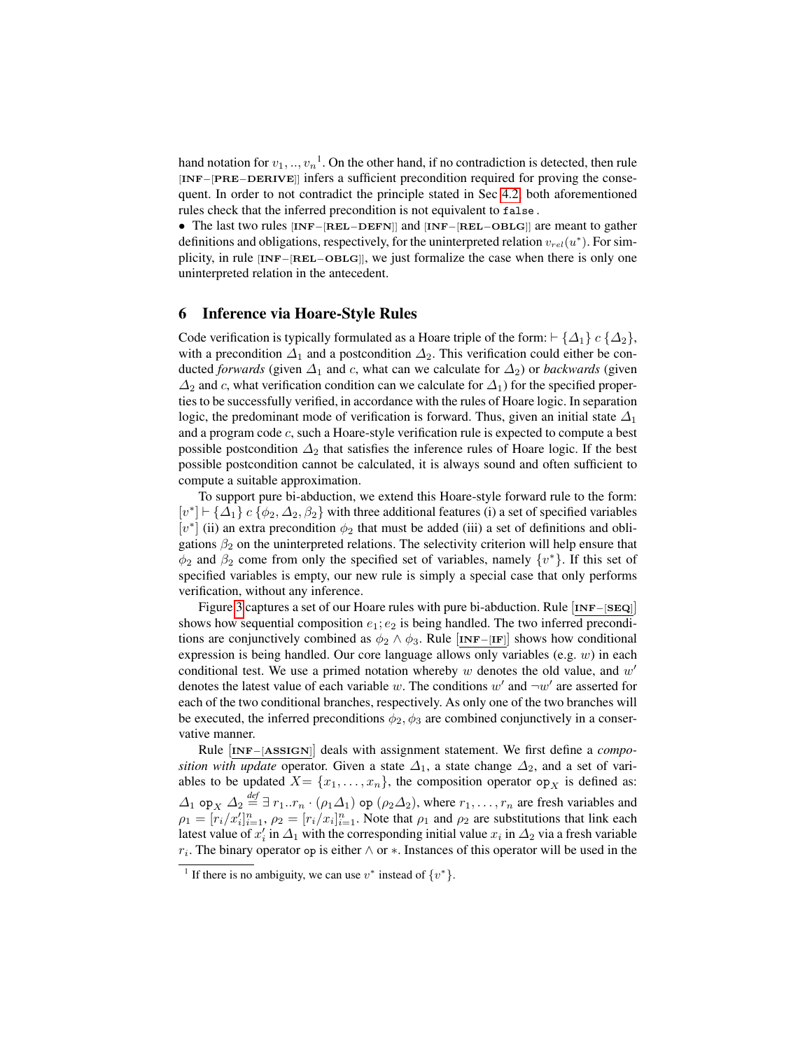hand notation for $v_1, .., v_n$[1]. On the other hand, if no contradiction is detected, then rule [INF−[PRE−DERIVE]] infers a sufficient precondition required for proving the consequent. In order to not contradict the principle stated in Sec 4.2, both aforementioned rules check that the inferred precondition is not equivalent to `false`.

- The last two rules [INF−[REL−DEFN]] and [INF−[REL−OBLG]] are meant to gather definitions and obligations, respectively, for the uninterpreted relation $v_{rel}(u^*)$. For simplicity, in rule [INF−[REL−OBLG]], we just formalize the case when there is only one uninterpreted relation in the antecedent.

# 6 Inference via Hoare-Style Rules

Code verification is typically formulated as a Hoare triple of the form: $\vdash \{\Delta_1\}\ c\ \{\Delta_2\}$, with a precondition $\Delta_1$ and a postcondition $\Delta_2$. This verification could either be conducted *forwards* (given $\Delta_1$ and $c$, what can we calculate for $\Delta_2$) or *backwards* (given $\Delta_2$ and $c$, what verification condition can we calculate for $\Delta_1$) for the specified properties to be successfully verified, in accordance with the rules of Hoare logic. In separation logic, the predominant mode of verification is forward. Thus, given an initial state $\Delta_1$ and a program code $c$, such a Hoare-style verification rule is expected to compute a best possible postcondition $\Delta_2$ that satisfies the inference rules of Hoare logic. If the best possible postcondition cannot be calculated, it is always sound and often sufficient to compute a suitable approximation.

To support pure bi-abduction, we extend this Hoare-style forward rule to the form: $[v^*] \vdash \{\Delta_1\}\ c\ \{\phi_2, \Delta_2, \beta_2\}$ with three additional features (i) a set of specified variables $[v^*]$ (ii) an extra precondition $\phi_2$ that must be added (iii) a set of definitions and obligations $\beta_2$ on the uninterpreted relations. The selectivity criterion will help ensure that $\phi_2$ and $\beta_2$ come from only the specified set of variables, namely $\{v^*\}$. If this set of specified variables is empty, our new rule is simply a special case that only performs verification, without any inference.

Figure 3 captures a set of our Hoare rules with pure bi-abduction. Rule $\underline{[\text{INF}-[\text{SEQ}]]}$ shows how sequential composition $e_1; e_2$ is being handled. The two inferred preconditions are conjunctively combined as $\phi_2 \wedge \phi_3$. Rule $\underline{[\text{INF}-[\text{IF}]]}$ shows how conditional expression is being handled. Our core language allows only variables (e.g. $w$) in each conditional test. We use a primed notation whereby $w$ denotes the old value, and $w'$ denotes the latest value of each variable $w$. The conditions $w'$ and $\neg w'$ are asserted for each of the two conditional branches, respectively. As only one of the two branches will be executed, the inferred preconditions $\phi_2, \phi_3$ are combined conjunctively in a conservative manner.

Rule $\underline{[\text{INF}-[\text{ASSIGN}]]}$ deals with assignment statement. We first define a *composition with update* operator. Given a state $\Delta_1$, a state change $\Delta_2$, and a set of variables to be updated $X = \{x_1, \ldots, x_n\}$, the composition operator $\texttt{op}_X$ is defined as: $\Delta_1\ \texttt{op}_X\ \Delta_2 \stackrel{def}{=} \exists\, r_1..r_n \cdot (\rho_1 \Delta_1)\ \texttt{op}\ (\rho_2 \Delta_2)$, where $r_1, \ldots, r_n$ are fresh variables and $\rho_1 = [r_i/x_i']_{i=1}^n$, $\rho_2 = [r_i/x_i]_{i=1}^n$. Note that $\rho_1$ and $\rho_2$ are substitutions that link each latest value of $x_i'$ in $\Delta_1$ with the corresponding initial value $x_i$ in $\Delta_2$ via a fresh variable $r_i$. The binary operator `op` is either $\wedge$ or $*$. Instances of this operator will be used in the

[1] If there is no ambiguity, we can use $v^*$ instead of $\{v^*\}$.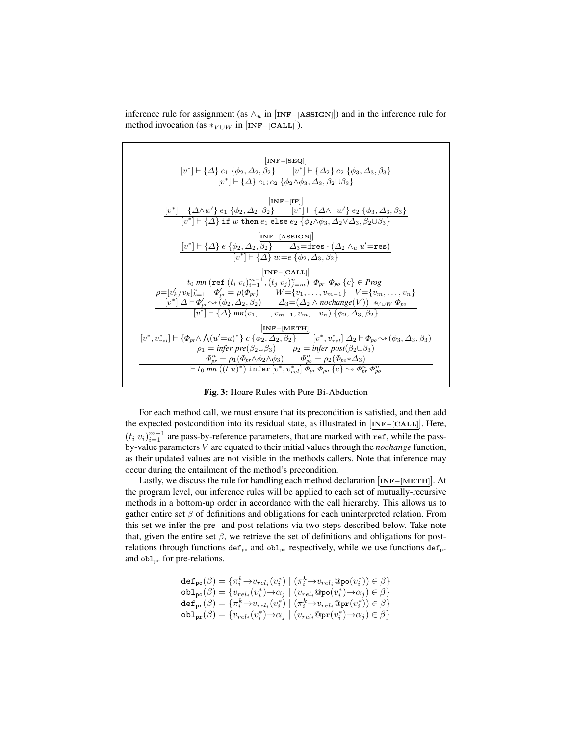inference rule for assignment (as $\wedge_u$ in $[\underline{\textbf{INF}-[\textbf{ASSIGN}]}]$) and in the inference rule for method invocation (as $*_{V\cup W}$ in $[\underline{\textbf{INF}-[\textbf{CALL}]}]$).

$$\frac{[v^*] \vdash \{\Delta\}\ e_1\ \{\phi_2, \Delta_2, \beta_2\} \qquad [v^*] \vdash \{\Delta_2\}\ e_2\ \{\phi_3, \Delta_3, \beta_3\}}{[v^*] \vdash \{\Delta\}\ e_1; e_2\ \{\phi_2 \wedge \phi_3, \Delta_3, \beta_2 \cup \beta_3\}}\ [\underline{\textbf{INF}-[\textbf{SEQ}]}]$$

$$\frac{[v^*] \vdash \{\Delta \wedge w'\}\ e_1\ \{\phi_2, \Delta_2, \beta_2\} \qquad [v^*] \vdash \{\Delta \wedge \neg w'\}\ e_2\ \{\phi_3, \Delta_3, \beta_3\}}{[v^*] \vdash \{\Delta\}\ \texttt{if}\ w\ \texttt{then}\ e_1\ \texttt{else}\ e_2\ \{\phi_2 \wedge \phi_3, \Delta_2 \vee \Delta_3, \beta_2 \cup \beta_3\}}\ [\underline{\textbf{INF}-[\textbf{IF}]}]$$

$$\frac{[v^*] \vdash \{\Delta\}\ e\ \{\phi_2, \Delta_2, \beta_2\} \qquad \Delta_3 = \exists \texttt{res} \cdot (\Delta_2 \wedge_u u' = \texttt{res})}{[v^*] \vdash \{\Delta\}\ u := e\ \{\phi_2, \Delta_3, \beta_2\}}\ [\underline{\textbf{INF}-[\textbf{ASSIGN}]}]$$

$$\frac{\begin{array}{c} t_0\ mn\ (\texttt{ref}\ (t_i\ v_i)_{i=1}^{m-1}, (t_j\ v_j)_{j=m}^{n})\ \Phi_{pr}\ \Phi_{po}\ \{c\} \in Prog \\ \rho = [v_k'/v_k]_{k=1}^{n} \quad \Phi_{pr}' = \rho(\Phi_{pr}) \qquad W = \{v_1, \ldots, v_{m-1}\} \quad V = \{v_m, \ldots, v_n\} \\ [v^*]\ \Delta \vdash \Phi_{pr}' \leadsto (\phi_2, \Delta_2, \beta_2) \qquad \Delta_3 = (\Delta_2 \wedge nochange(V))\ *_{V\cup W}\ \Phi_{po} \end{array}}{[v^*] \vdash \{\Delta\}\ mn(v_1, \ldots, v_{m-1}, v_m, \ldots v_n)\ \{\phi_2, \Delta_3, \beta_2\}}\ [\underline{\textbf{INF}-[\textbf{CALL}]}]$$

$$\frac{\begin{array}{c} [v^*, v_{rel}^*] \vdash \{\Phi_{pr} \wedge \bigwedge(u'=u)^*\}\ c\ \{\phi_2, \Delta_2, \beta_2\} \qquad [v^*, v_{rel}^*]\ \Delta_2 \vdash \Phi_{po} \leadsto (\phi_3, \Delta_3, \beta_3) \\ \rho_1 = infer\_pre(\beta_2 \cup \beta_3) \qquad \rho_2 = infer\_post(\beta_2 \cup \beta_3) \\ \Phi_{pr}^n = \rho_1(\Phi_{pr} \wedge \phi_2 \wedge \phi_3) \qquad \Phi_{po}^n = \rho_2(\Phi_{po} * \Delta_3) \end{array}}{\vdash t_0\ mn\ ((t\ u)^*)\ \texttt{infer}\ [v^*, v_{rel}^*]\ \Phi_{pr}\ \Phi_{po}\ \{c\} \leadsto \Phi_{pr}^n\ \Phi_{po}^n}\ [\underline{\textbf{INF}-[\textbf{METH}]}]$$

**Fig. 3:** Hoare Rules with Pure Bi-Abduction

For each method call, we must ensure that its precondition is satisfied, and then add the expected postcondition into its residual state, as illustrated in $[\underline{\textbf{INF}-[\textbf{CALL}]}]$. Here, $(t_i\ v_i)_{i=1}^{m-1}$ are pass-by-reference parameters, that are marked with `ref`, while the pass-by-value parameters $V$ are equated to their initial values through the *nochange* function, as their updated values are not visible in the methods callers. Note that inference may occur during the entailment of the method's precondition.

Lastly, we discuss the rule for handling each method declaration $[\underline{\textbf{INF}-[\textbf{METH}]}]$. At the program level, our inference rules will be applied to each set of mutually-recursive methods in a bottom-up order in accordance with the call hierarchy. This allows us to gather entire set $\beta$ of definitions and obligations for each uninterpreted relation. From this set we infer the pre- and post-relations via two steps described below. Take note that, given the entire set $\beta$, we retrieve the set of definitions and obligations for post-relations through functions $\texttt{def}_{\texttt{po}}$ and $\texttt{obl}_{\texttt{po}}$ respectively, while we use functions $\texttt{def}_{\texttt{pr}}$ and $\texttt{obl}_{\texttt{pr}}$ for pre-relations.

$$\begin{array}{l}
\texttt{def}_{\texttt{po}}(\beta) = \{\pi_i^k \rightarrow v_{rel_i}(v_i^*) \mid (\pi_i^k \rightarrow v_{rel_i}@\texttt{po}(v_i^*)) \in \beta\} \\
\texttt{obl}_{\texttt{po}}(\beta) = \{v_{rel_i}(v_i^*) \rightarrow \alpha_j \mid (v_{rel_i}@\texttt{po}(v_i^*) \rightarrow \alpha_j) \in \beta\} \\
\texttt{def}_{\texttt{pr}}(\beta) = \{\pi_i^k \rightarrow v_{rel_i}(v_i^*) \mid (\pi_i^k \rightarrow v_{rel_i}@\texttt{pr}(v_i^*)) \in \beta\} \\
\texttt{obl}_{\texttt{pr}}(\beta) = \{v_{rel_i}(v_i^*) \rightarrow \alpha_j \mid (v_{rel_i}@\texttt{pr}(v_i^*) \rightarrow \alpha_j) \in \beta\}
\end{array}$$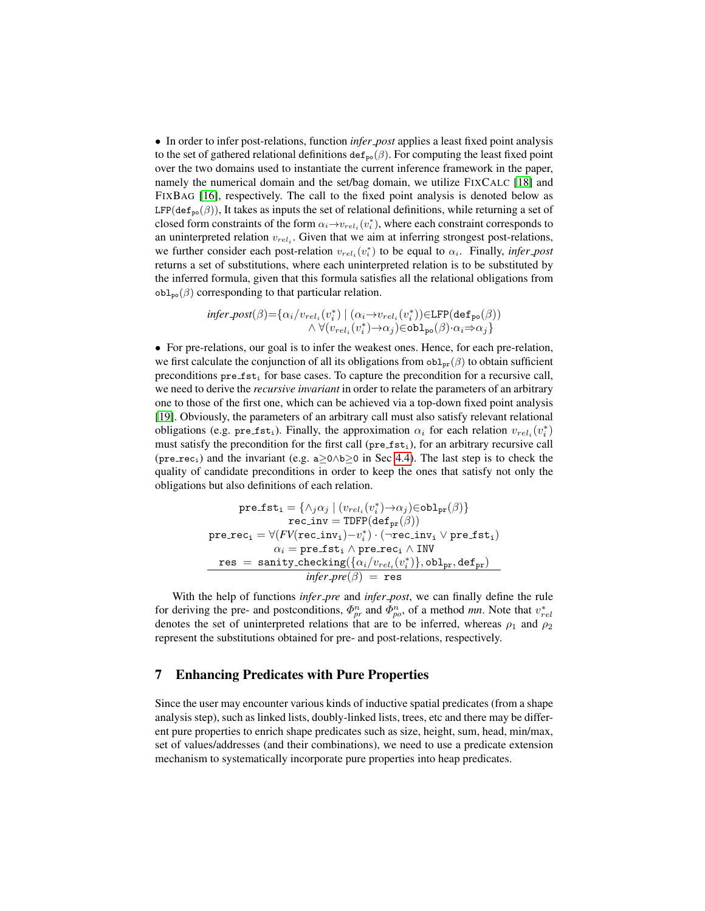• In order to infer post-relations, function *infer_post* applies a least fixed point analysis to the set of gathered relational definitions $\texttt{def}_{\texttt{po}}(\beta)$. For computing the least fixed point over the two domains used to instantiate the current inference framework in the paper, namely the numerical domain and the set/bag domain, we utilize FIXCALC [18] and FIXBAG [16], respectively. The call to the fixed point analysis is denoted below as $\texttt{LFP}(\texttt{def}_{\texttt{po}}(\beta))$, It takes as inputs the set of relational definitions, while returning a set of closed form constraints of the form $\alpha_i \rightarrow v_{rel_i}(v_i^*)$, where each constraint corresponds to an uninterpreted relation $v_{rel_i}$. Given that we aim at inferring strongest post-relations, we further consider each post-relation $v_{rel_i}(v_i^*)$ to be equal to $\alpha_i$. Finally, *infer_post* returns a set of substitutions, where each uninterpreted relation is to be substituted by the inferred formula, given that this formula satisfies all the relational obligations from $\texttt{obl}_{\texttt{po}}(\beta)$ corresponding to that particular relation.

$$\begin{aligned}\textit{infer\_post}(\beta) = \{\alpha_i / v_{rel_i}(v_i^*) \mid (\alpha_i \rightarrow v_{rel_i}(v_i^*)) \in \texttt{LFP}(\texttt{def}_{\texttt{po}}(\beta)) \\ \wedge\ \forall (v_{rel_i}(v_i^*) \rightarrow \alpha_j) \in \texttt{obl}_{\texttt{po}}(\beta) \cdot \alpha_i \Rightarrow \alpha_j\}\end{aligned}$$

• For pre-relations, our goal is to infer the weakest ones. Hence, for each pre-relation, we first calculate the conjunction of all its obligations from $\texttt{obl}_{\texttt{pr}}(\beta)$ to obtain sufficient preconditions $\texttt{pre\_fst}_\texttt{i}$ for base cases. To capture the precondition for a recursive call, we need to derive the *recursive invariant* in order to relate the parameters of an arbitrary one to those of the first one, which can be achieved via a top-down fixed point analysis [19]. Obviously, the parameters of an arbitrary call must also satisfy relevant relational obligations (e.g. $\texttt{pre\_fst}_\texttt{i}$). Finally, the approximation $\alpha_i$ for each relation $v_{rel_i}(v_i^*)$ must satisfy the precondition for the first call ($\texttt{pre\_fst}_\texttt{i}$), for an arbitrary recursive call ($\texttt{pre\_rec}_\texttt{i}$) and the invariant (e.g. $\texttt{a}{\geq}0 \wedge \texttt{b}{\geq}0$ in Sec 4.4). The last step is to check the quality of candidate preconditions in order to keep the ones that satisfy not only the obligations but also definitions of each relation.

$$\frac{\begin{array}{c}\texttt{pre\_fst}_\texttt{i} = \{\wedge_j \alpha_j \mid (v_{rel_i}(v_i^*) \rightarrow \alpha_j) \in \texttt{obl}_{\texttt{pr}}(\beta)\} \\ \texttt{rec\_inv} = \texttt{TDFP}(\texttt{def}_{\texttt{pr}}(\beta)) \\ \texttt{pre\_rec}_\texttt{i} = \forall (FV(\texttt{rec\_inv}_\texttt{i}) - v_i^*) \cdot (\neg \texttt{rec\_inv}_\texttt{i} \vee \texttt{pre\_fst}_\texttt{i}) \\ \alpha_i = \texttt{pre\_fst}_\texttt{i} \wedge \texttt{pre\_rec}_\texttt{i} \wedge \texttt{INV} \\ \texttt{res} = \texttt{sanity\_checking}(\{\alpha_i / v_{rel_i}(v_i^*)\}, \texttt{obl}_{\texttt{pr}}, \texttt{def}_{\texttt{pr}})\end{array}}{\textit{infer\_pre}(\beta) = \texttt{res}}$$

With the help of functions *infer_pre* and *infer_post*, we can finally define the rule for deriving the pre- and postconditions, $\Phi^n_{pr}$ and $\Phi^n_{po}$, of a method *mn*. Note that $v^*_{rel}$ denotes the set of uninterpreted relations that are to be inferred, whereas $\rho_1$ and $\rho_2$ represent the substitutions obtained for pre- and post-relations, respectively.

## 7 Enhancing Predicates with Pure Properties

Since the user may encounter various kinds of inductive spatial predicates (from a shape analysis step), such as linked lists, doubly-linked lists, trees, etc and there may be different pure properties to enrich shape predicates such as size, height, sum, head, min/max, set of values/addresses (and their combinations), we need to use a predicate extension mechanism to systematically incorporate pure properties into heap predicates.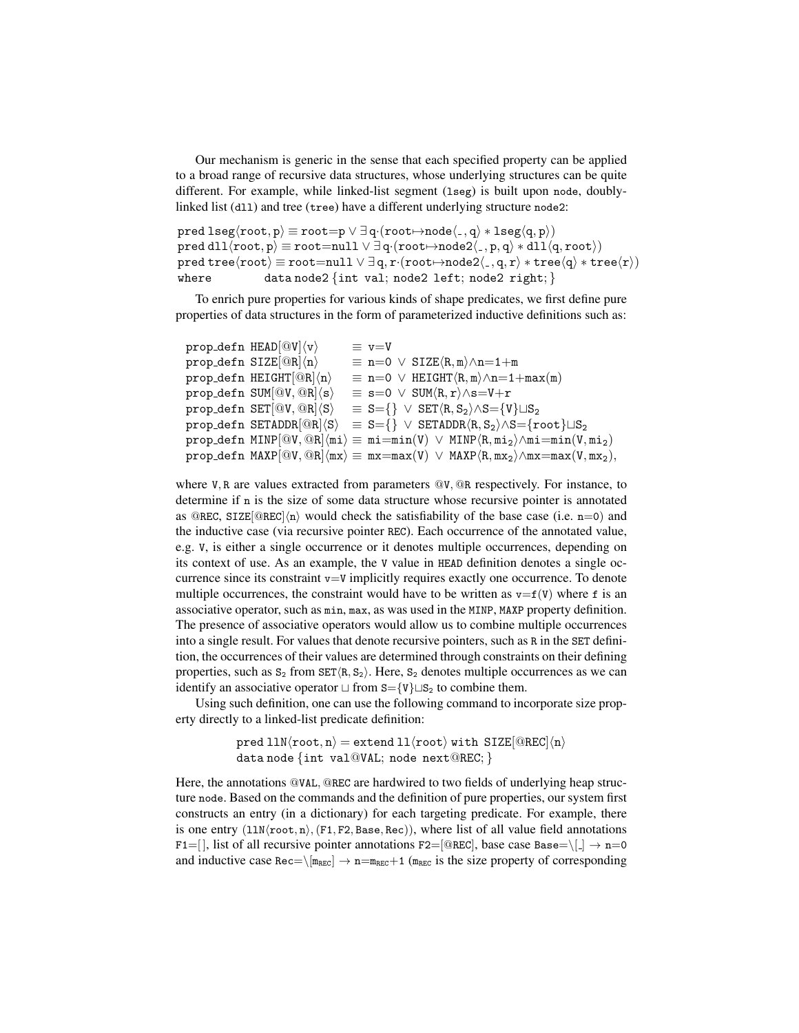Our mechanism is generic in the sense that each specified property can be applied to a broad range of recursive data structures, whose underlying structures can be quite different. For example, while linked-list segment (lseg) is built upon node, doubly-linked list (dll) and tree (tree) have a different underlying structure node2:

$$
\begin{array}{l}
\texttt{pred lseg}\langle \texttt{root}, \texttt{p}\rangle \equiv \texttt{root}{=}\texttt{p} \vee \exists\, \texttt{q}{\cdot}(\texttt{root}{\mapsto}\texttt{node}\langle \_, \texttt{q}\rangle * \texttt{lseg}\langle \texttt{q}, \texttt{p}\rangle)\\
\texttt{pred dll}\langle \texttt{root}, \texttt{p}\rangle \equiv \texttt{root}{=}\texttt{null} \vee \exists\, \texttt{q}{\cdot}(\texttt{root}{\mapsto}\texttt{node2}\langle \_, \texttt{p}, \texttt{q}\rangle * \texttt{dll}\langle \texttt{q}, \texttt{root}\rangle)\\
\texttt{pred tree}\langle \texttt{root}\rangle \equiv \texttt{root}{=}\texttt{null} \vee \exists\, \texttt{q}, \texttt{r}{\cdot}(\texttt{root}{\mapsto}\texttt{node2}\langle \_, \texttt{q}, \texttt{r}\rangle * \texttt{tree}\langle \texttt{q}\rangle * \texttt{tree}\langle \texttt{r}\rangle)\\
\texttt{where} \qquad \texttt{data node2}\,\{\texttt{int val; node2 left; node2 right;}\}
\end{array}
$$

To enrich pure properties for various kinds of shape predicates, we first define pure properties of data structures in the form of parameterized inductive definitions such as:

$$
\begin{array}{lcl}
\texttt{prop\_defn HEAD}[@\texttt{V}]\langle \texttt{v}\rangle & \equiv & \texttt{v}{=}\texttt{V}\\
\texttt{prop\_defn SIZE}[@\texttt{R}]\langle \texttt{n}\rangle & \equiv & \texttt{n}{=}0 \ \vee\ \texttt{SIZE}\langle \texttt{R}, \texttt{m}\rangle \wedge \texttt{n}{=}1{+}\texttt{m}\\
\texttt{prop\_defn HEIGHT}[@\texttt{R}]\langle \texttt{n}\rangle & \equiv & \texttt{n}{=}0 \ \vee\ \texttt{HEIGHT}\langle \texttt{R}, \texttt{m}\rangle \wedge \texttt{n}{=}1{+}\texttt{max}(\texttt{m})\\
\texttt{prop\_defn SUM}[@\texttt{V}, @\texttt{R}]\langle \texttt{s}\rangle & \equiv & \texttt{s}{=}0 \ \vee\ \texttt{SUM}\langle \texttt{R}, \texttt{r}\rangle \wedge \texttt{s}{=}\texttt{V}{+}\texttt{r}\\
\texttt{prop\_defn SET}[@\texttt{V}, @\texttt{R}]\langle \texttt{S}\rangle & \equiv & \texttt{S}{=}\{\} \ \vee\ \texttt{SET}\langle \texttt{R}, \texttt{S}_2\rangle \wedge \texttt{S}{=}\{\texttt{V}\}{\sqcup}\texttt{S}_2\\
\texttt{prop\_defn SETADDR}[@\texttt{R}]\langle \texttt{S}\rangle & \equiv & \texttt{S}{=}\{\} \ \vee\ \texttt{SETADDR}\langle \texttt{R}, \texttt{S}_2\rangle \wedge \texttt{S}{=}\{\texttt{root}\}{\sqcup}\texttt{S}_2\\
\texttt{prop\_defn MINP}[@\texttt{V}, @\texttt{R}]\langle \texttt{mi}\rangle & \equiv & \texttt{mi}{=}\texttt{min}(\texttt{V}) \ \vee\ \texttt{MINP}\langle \texttt{R}, \texttt{mi}_2\rangle \wedge \texttt{mi}{=}\texttt{min}(\texttt{V}, \texttt{mi}_2)\\
\texttt{prop\_defn MAXP}[@\texttt{V}, @\texttt{R}]\langle \texttt{mx}\rangle & \equiv & \texttt{mx}{=}\texttt{max}(\texttt{V}) \ \vee\ \texttt{MAXP}\langle \texttt{R}, \texttt{mx}_2\rangle \wedge \texttt{mx}{=}\texttt{max}(\texttt{V}, \texttt{mx}_2),
\end{array}
$$

where V, R are values extracted from parameters @V, @R respectively. For instance, to determine if n is the size of some data structure whose recursive pointer is annotated as @REC, $\texttt{SIZE}[@\texttt{REC}]\langle \texttt{n}\rangle$ would check the satisfiability of the base case (i.e. $\texttt{n}{=}0$) and the inductive case (via recursive pointer REC). Each occurrence of the annotated value, e.g. V, is either a single occurrence or it denotes multiple occurrences, depending on its context of use. As an example, the V value in HEAD definition denotes a single occurrence since its constraint $\texttt{v}{=}\texttt{V}$ implicitly requires exactly one occurrence. To denote multiple occurrences, the constraint would have to be written as $\texttt{v}{=}\texttt{f}(\texttt{V})$ where f is an associative operator, such as min, max, as was used in the MINP, MAXP property definition. The presence of associative operators would allow us to combine multiple occurrences into a single result. For values that denote recursive pointers, such as R in the SET definition, the occurrences of their values are determined through constraints on their defining properties, such as $\texttt{S}_2$ from $\texttt{SET}\langle \texttt{R}, \texttt{S}_2\rangle$. Here, $\texttt{S}_2$ denotes multiple occurrences as we can identify an associative operator $\sqcup$ from $\texttt{S}{=}\{\texttt{V}\}{\sqcup}\texttt{S}_2$ to combine them.

Using such definition, one can use the following command to incorporate size property directly to a linked-list predicate definition:

```
pred llN⟨root, n⟩ = extend ll⟨root⟩ with SIZE[@REC]⟨n⟩
data node {int val@VAL; node next@REC; }
```

Here, the annotations @VAL, @REC are hardwired to two fields of underlying heap structure node. Based on the commands and the definition of pure properties, our system first constructs an entry (in a dictionary) for each targeting predicate. For example, there is one entry $(\texttt{llN}\langle \texttt{root}, \texttt{n}\rangle, (\texttt{F1}, \texttt{F2}, \texttt{Base}, \texttt{Rec}))$, where list of all value field annotations $\texttt{F1}{=}[\,]$, list of all recursive pointer annotations $\texttt{F2}{=}[@\texttt{REC}]$, base case $\texttt{Base}{=}\backslash[\_] \rightarrow \texttt{n}{=}0$ and inductive case $\texttt{Rec}{=}\backslash[\texttt{m}_{\texttt{REC}}] \rightarrow \texttt{n}{=}\texttt{m}_{\texttt{REC}}{+}1$ ($\texttt{m}_{\texttt{REC}}$ is the size property of corresponding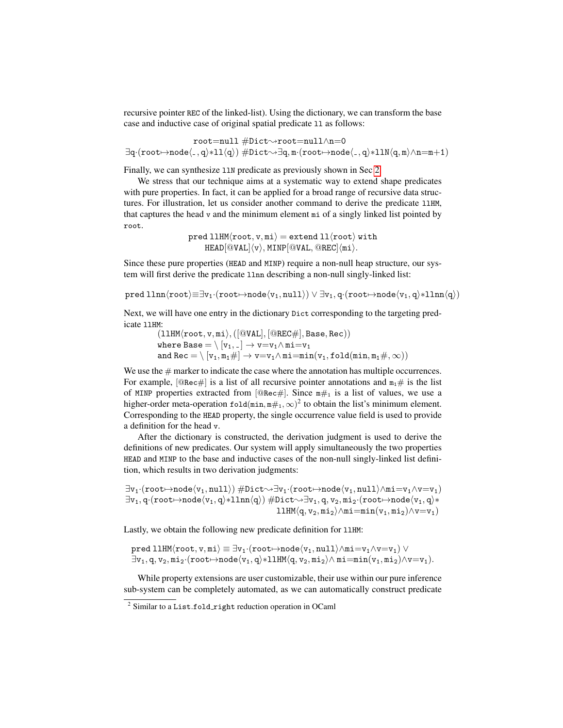recursive pointer REC of the linked-list). Using the dictionary, we can transform the base case and inductive case of original spatial predicate ll as follows:

$$\texttt{root=null}\ \#\texttt{Dict}{\leadsto}\texttt{root=null}\wedge\texttt{n=0}$$
$$\exists \texttt{q}{\cdot}(\texttt{root}{\mapsto}\texttt{node}\langle\_,\texttt{q}\rangle{*}\texttt{ll}\langle\texttt{q}\rangle)\ \#\texttt{Dict}{\leadsto}\exists\texttt{q},\texttt{m}{\cdot}(\texttt{root}{\mapsto}\texttt{node}\langle\_,\texttt{q}\rangle{*}\texttt{llN}\langle\texttt{q},\texttt{m}\rangle\wedge\texttt{n=m+1})$$

Finally, we can synthesize llN predicate as previously shown in Sec 2.

We stress that our technique aims at a systematic way to extend shape predicates with pure properties. In fact, it can be applied for a broad range of recursive data structures. For illustration, let us consider another command to derive the predicate llHM, that captures the head v and the minimum element mi of a singly linked list pointed by root.

$$\texttt{pred llHM}\langle\texttt{root},\texttt{v},\texttt{mi}\rangle = \texttt{extend ll}\langle\texttt{root}\rangle\ \texttt{with}$$
$$\texttt{HEAD}[@\texttt{VAL}]\langle\texttt{v}\rangle,\ \texttt{MINP}[@\texttt{VAL},@\texttt{REC}]\langle\texttt{mi}\rangle.$$

Since these pure properties (HEAD and MINP) require a non-null heap structure, our system will first derive the predicate llnn describing a non-null singly-linked list:

$$\texttt{pred llnn}\langle\texttt{root}\rangle{\equiv}\exists\texttt{v}_1{\cdot}(\texttt{root}{\mapsto}\texttt{node}\langle\texttt{v}_1,\texttt{null}\rangle)\vee\exists\texttt{v}_1,\texttt{q}{\cdot}(\texttt{root}{\mapsto}\texttt{node}\langle\texttt{v}_1,\texttt{q}\rangle{*}\texttt{llnn}\langle\texttt{q}\rangle)$$

Next, we will have one entry in the dictionary Dict corresponding to the targeting predicate llHM:

$$(\texttt{llHM}\langle\texttt{root},\texttt{v},\texttt{mi}\rangle,([@\texttt{VAL}],[@\texttt{REC}\#],\texttt{Base},\texttt{Rec}))$$
$$\texttt{where Base} = \backslash\,[\texttt{v}_1,\_]\rightarrow\texttt{v=v}_1\wedge\texttt{mi=v}_1$$
$$\texttt{and Rec} = \backslash\,[\texttt{v}_1,\texttt{m}_1\#]\rightarrow\texttt{v=v}_1\wedge\texttt{mi=min}(\texttt{v}_1,\texttt{fold}(\texttt{min},\texttt{m}_1\#,\infty))$$

We use the # marker to indicate the case where the annotation has multiple occurrences. For example, [@Rec#] is a list of all recursive pointer annotations and $\texttt{m}_1\#$ is the list of MINP properties extracted from [@Rec#]. Since $\texttt{m}\#_1$ is a list of values, we use a higher-order meta-operation $\texttt{fold}(\texttt{min},\texttt{m}\#_1,\infty)$[2] to obtain the list's minimum element. Corresponding to the HEAD property, the single occurrence value field is used to provide a definition for the head v.

After the dictionary is constructed, the derivation judgment is used to derive the definitions of new predicates. Our system will apply simultaneously the two properties HEAD and MINP to the base and inductive cases of the non-null singly-linked list definition, which results in two derivation judgments:

$$\exists\texttt{v}_1{\cdot}(\texttt{root}{\mapsto}\texttt{node}\langle\texttt{v}_1,\texttt{null}\rangle)\ \#\texttt{Dict}{\leadsto}\exists\texttt{v}_1{\cdot}(\texttt{root}{\mapsto}\texttt{node}\langle\texttt{v}_1,\texttt{null}\rangle\wedge\texttt{mi=v}_1\wedge\texttt{v=v}_1)$$
$$\exists\texttt{v}_1,\texttt{q}{\cdot}(\texttt{root}{\mapsto}\texttt{node}\langle\texttt{v}_1,\texttt{q}\rangle{*}\texttt{llnn}\langle\texttt{q}\rangle)\ \#\texttt{Dict}{\leadsto}\exists\texttt{v}_1,\texttt{q},\texttt{v}_2,\texttt{mi}_2{\cdot}(\texttt{root}{\mapsto}\texttt{node}\langle\texttt{v}_1,\texttt{q}\rangle{*}$$
$$\texttt{llHM}\langle\texttt{q},\texttt{v}_2,\texttt{mi}_2\rangle\wedge\texttt{mi=min}(\texttt{v}_1,\texttt{mi}_2)\wedge\texttt{v=v}_1)$$

Lastly, we obtain the following new predicate definition for llHM:

$$\texttt{pred llHM}\langle\texttt{root},\texttt{v},\texttt{mi}\rangle\equiv\exists\texttt{v}_1{\cdot}(\texttt{root}{\mapsto}\texttt{node}\langle\texttt{v}_1,\texttt{null}\rangle\wedge\texttt{mi=v}_1\wedge\texttt{v=v}_1)\ \vee$$
$$\exists\texttt{v}_1,\texttt{q},\texttt{v}_2,\texttt{mi}_2{\cdot}(\texttt{root}{\mapsto}\texttt{node}\langle\texttt{v}_1,\texttt{q}\rangle{*}\texttt{llHM}\langle\texttt{q},\texttt{v}_2,\texttt{mi}_2\rangle\wedge\ \texttt{mi=min}(\texttt{v}_1,\texttt{mi}_2)\wedge\texttt{v=v}_1).$$

While property extensions are user customizable, their use within our pure inference sub-system can be completely automated, as we can automatically construct predicate

[2] Similar to a List.fold_right reduction operation in OCaml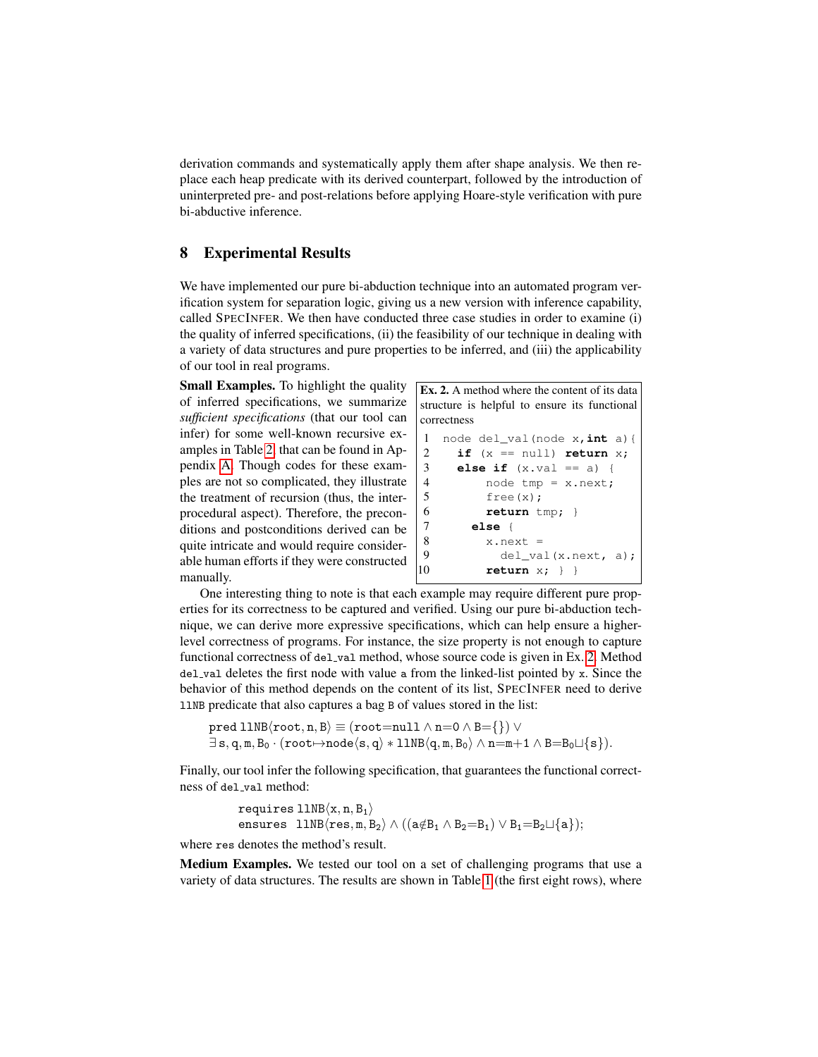derivation commands and systematically apply them after shape analysis. We then replace each heap predicate with its derived counterpart, followed by the introduction of uninterpreted pre- and post-relations before applying Hoare-style verification with pure bi-abductive inference.

## 8 Experimental Results

We have implemented our pure bi-abduction technique into an automated program verification system for separation logic, giving us a new version with inference capability, called SPECINFER. We then have conducted three case studies in order to examine (i) the quality of inferred specifications, (ii) the feasibility of our technique in dealing with a variety of data structures and pure properties to be inferred, and (iii) the applicability of our tool in real programs.

**Small Examples.** To highlight the quality of inferred specifications, we summarize *sufficient specifications* (that our tool can infer) for some well-known recursive examples in Table 2 that can be found in Appendix A. Though codes for these examples are not so complicated, they illustrate the treatment of recursion (thus, the inter-procedural aspect). Therefore, the preconditions and postconditions derived can be quite intricate and would require considerable human efforts if they were constructed manually.

**Ex. 2.** A method where the content of its data structure is helpful to ensure its functional correctness

```
1  node del_val(node x,int a){
2    if (x == null) return x;
3    else if (x.val == a) {
4        node tmp = x.next;
5        free(x);
6        return tmp; }
7    else {
8        x.next =
9          del_val(x.next, a);
10       return x; } }
```

One interesting thing to note is that each example may require different pure properties for its correctness to be captured and verified. Using our pure bi-abduction technique, we can derive more expressive specifications, which can help ensure a higher-level correctness of programs. For instance, the size property is not enough to capture functional correctness of `del_val` method, whose source code is given in Ex. 2. Method `del_val` deletes the first node with value `a` from the linked-list pointed by `x`. Since the behavior of this method depends on the content of its list, SPECINFER need to derive `llNB` predicate that also captures a bag `B` of values stored in the list:

$$\texttt{pred}\ \texttt{llNB}\langle\texttt{root},\texttt{n},\texttt{B}\rangle \equiv (\texttt{root}{=}\texttt{null} \wedge \texttt{n}{=}0 \wedge \texttt{B}{=}\{\}) \vee$$
$$\exists\, \texttt{s},\texttt{q},\texttt{m},\texttt{B}_0 \cdot (\texttt{root}{\mapsto}\texttt{node}\langle\texttt{s},\texttt{q}\rangle * \texttt{llNB}\langle\texttt{q},\texttt{m},\texttt{B}_0\rangle \wedge \texttt{n}{=}\texttt{m}{+}1 \wedge \texttt{B}{=}\texttt{B}_0{\sqcup}\{\texttt{s}\}).$$

Finally, our tool infer the following specification, that guarantees the functional correctness of `del_val` method:

$$\texttt{requires}\ \texttt{llNB}\langle\texttt{x},\texttt{n},\texttt{B}_1\rangle$$
$$\texttt{ensures}\ \ \texttt{llNB}\langle\texttt{res},\texttt{m},\texttt{B}_2\rangle \wedge ((\texttt{a}{\notin}\texttt{B}_1 \wedge \texttt{B}_2{=}\texttt{B}_1) \vee \texttt{B}_1{=}\texttt{B}_2{\sqcup}\{\texttt{a}\});$$

where `res` denotes the method's result.

**Medium Examples.** We tested our tool on a set of challenging programs that use a variety of data structures. The results are shown in Table 1 (the first eight rows), where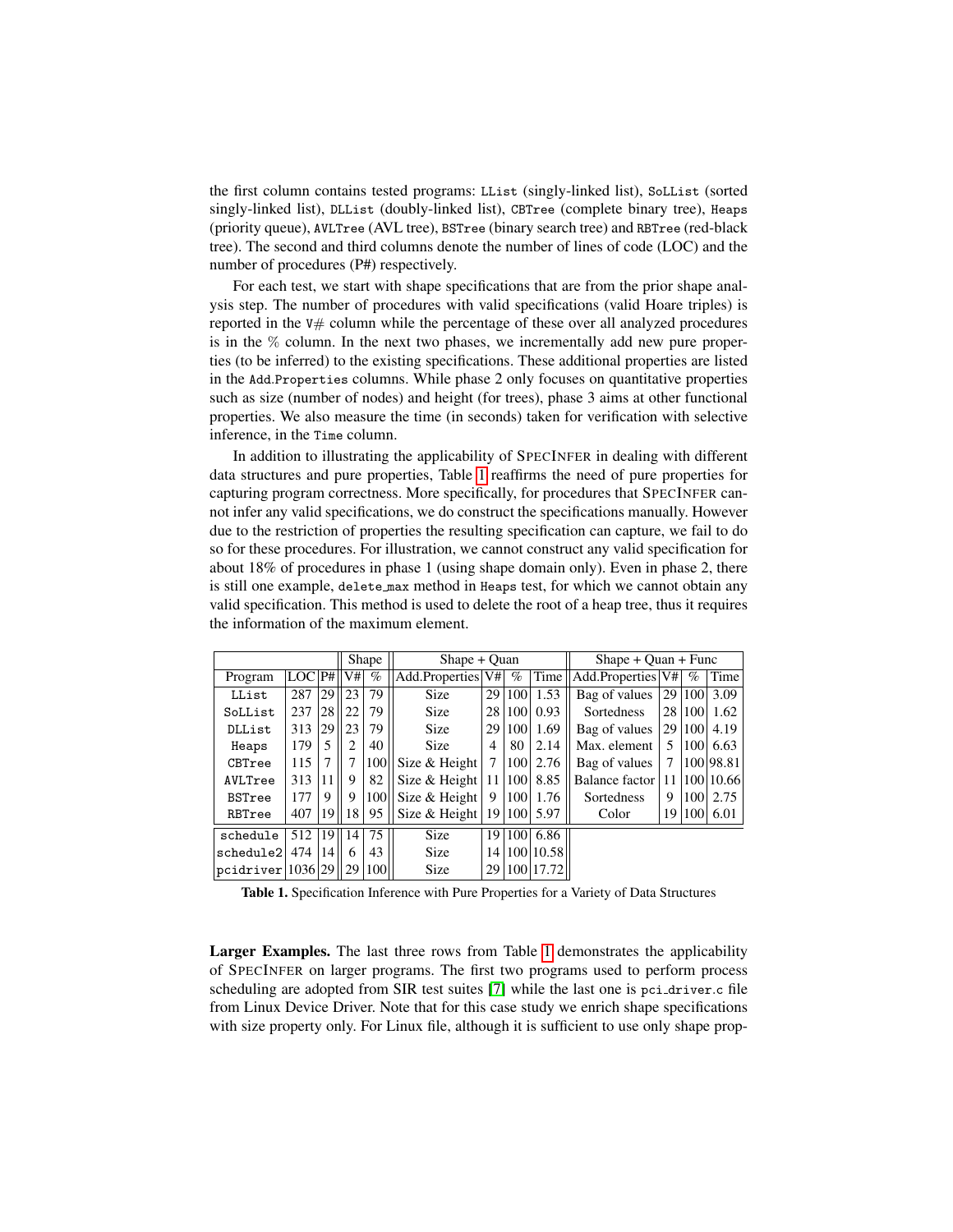the first column contains tested programs: `LList` (singly-linked list), `SoLLList` (sorted singly-linked list), `DLList` (doubly-linked list), `CBTree` (complete binary tree), `Heaps` (priority queue), `AVLTree` (AVL tree), `BSTree` (binary search tree) and `RBTree` (red-black tree). The second and third columns denote the number of lines of code (LOC) and the number of procedures (P#) respectively.

For each test, we start with shape specifications that are from the prior shape analysis step. The number of procedures with valid specifications (valid Hoare triples) is reported in the `V#` column while the percentage of these over all analyzed procedures is in the % column. In the next two phases, we incrementally add new pure properties (to be inferred) to the existing specifications. These additional properties are listed in the `Add.Properties` columns. While phase 2 only focuses on quantitative properties such as size (number of nodes) and height (for trees), phase 3 aims at other functional properties. We also measure the time (in seconds) taken for verification with selective inference, in the `Time` column.

In addition to illustrating the applicability of SPECINFER in dealing with different data structures and pure properties, Table 1 reaffirms the need of pure properties for capturing program correctness. More specifically, for procedures that SPECINFER cannot infer any valid specifications, we do construct the specifications manually. However due to the restriction of properties the resulting specification can capture, we fail to do so for these procedures. For illustration, we cannot construct any valid specification for about 18% of procedures in phase 1 (using shape domain only). Even in phase 2, there is still one example, `delete_max` method in `Heaps` test, for which we cannot obtain any valid specification. This method is used to delete the root of a heap tree, thus it requires the information of the maximum element.

| | | | Shape | | Shape + Quan | | | | Shape + Quan + Func | | | |
|---|---|---|---|---|---|---|---|---|---|---|---|---|
| Program | LOC | P# | V# | % | Add.Properties | V# | % | Time | Add.Properties | V# | % | Time |
| `LList` | 287 | 29 | 23 | 79 | Size | 29 | 100 | 1.53 | Bag of values | 29 | 100 | 3.09 |
| `SoLLList` | 237 | 28 | 22 | 79 | Size | 28 | 100 | 0.93 | Sortedness | 28 | 100 | 1.62 |
| `DLList` | 313 | 29 | 23 | 79 | Size | 29 | 100 | 1.69 | Bag of values | 29 | 100 | 4.19 |
| `Heaps` | 179 | 5 | 2 | 40 | Size | 4 | 80 | 2.14 | Max. element | 5 | 100 | 6.63 |
| `CBTree` | 115 | 7 | 7 | 100 | Size & Height | 7 | 100 | 2.76 | Bag of values | 7 | 100 | 98.81 |
| `AVLTree` | 313 | 11 | 9 | 82 | Size & Height | 11 | 100 | 8.85 | Balance factor | 11 | 100 | 10.66 |
| `BSTree` | 177 | 9 | 9 | 100 | Size & Height | 9 | 100 | 1.76 | Sortedness | 9 | 100 | 2.75 |
| `RBTree` | 407 | 19 | 18 | 95 | Size & Height | 19 | 100 | 5.97 | Color | 19 | 100 | 6.01 |
| `schedule` | 512 | 19 | 14 | 75 | Size | 19 | 100 | 6.86 | | | | |
| `schedule2` | 474 | 14 | 6 | 43 | Size | 14 | 100 | 10.58 | | | | |
| `pcidriver` | 1036 | 29 | 29 | 100 | Size | 29 | 100 | 17.72 | | | | |

**Table 1.** Specification Inference with Pure Properties for a Variety of Data Structures

**Larger Examples.** The last three rows from Table 1 demonstrates the applicability of SPECINFER on larger programs. The first two programs used to perform process scheduling are adopted from SIR test suites [7] while the last one is `pci_driver.c` file from Linux Device Driver. Note that for this case study we enrich shape specifications with size property only. For Linux file, although it is sufficient to use only shape prop-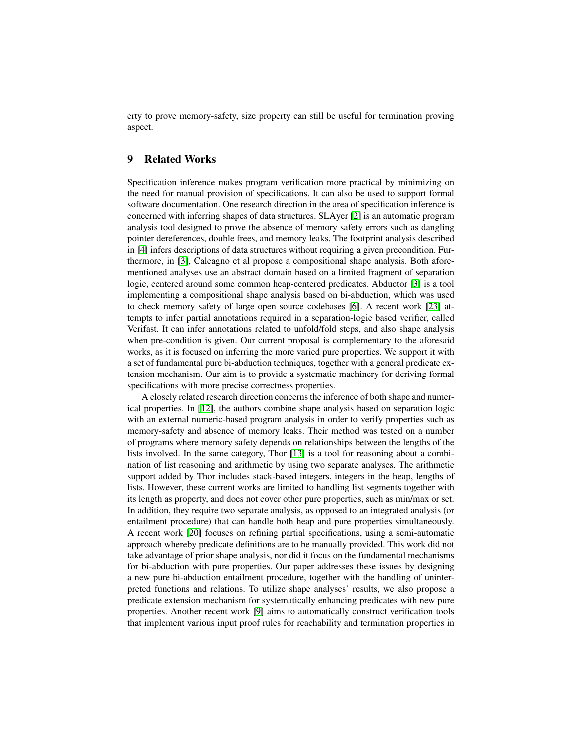erty to prove memory-safety, size property can still be useful for termination proving aspect.

## 9 Related Works

Specification inference makes program verification more practical by minimizing on the need for manual provision of specifications. It can also be used to support formal software documentation. One research direction in the area of specification inference is concerned with inferring shapes of data structures. SLAyer [2] is an automatic program analysis tool designed to prove the absence of memory safety errors such as dangling pointer dereferences, double frees, and memory leaks. The footprint analysis described in [4] infers descriptions of data structures without requiring a given precondition. Furthermore, in [3], Calcagno et al propose a compositional shape analysis. Both aforementioned analyses use an abstract domain based on a limited fragment of separation logic, centered around some common heap-centered predicates. Abductor [3] is a tool implementing a compositional shape analysis based on bi-abduction, which was used to check memory safety of large open source codebases [6]. A recent work [23] attempts to infer partial annotations required in a separation-logic based verifier, called Verifast. It can infer annotations related to unfold/fold steps, and also shape analysis when pre-condition is given. Our current proposal is complementary to the aforesaid works, as it is focused on inferring the more varied pure properties. We support it with a set of fundamental pure bi-abduction techniques, together with a general predicate extension mechanism. Our aim is to provide a systematic machinery for deriving formal specifications with more precise correctness properties.

A closely related research direction concerns the inference of both shape and numerical properties. In [12], the authors combine shape analysis based on separation logic with an external numeric-based program analysis in order to verify properties such as memory-safety and absence of memory leaks. Their method was tested on a number of programs where memory safety depends on relationships between the lengths of the lists involved. In the same category, Thor [13] is a tool for reasoning about a combination of list reasoning and arithmetic by using two separate analyses. The arithmetic support added by Thor includes stack-based integers, integers in the heap, lengths of lists. However, these current works are limited to handling list segments together with its length as property, and does not cover other pure properties, such as min/max or set. In addition, they require two separate analysis, as opposed to an integrated analysis (or entailment procedure) that can handle both heap and pure properties simultaneously. A recent work [20] focuses on refining partial specifications, using a semi-automatic approach whereby predicate definitions are to be manually provided. This work did not take advantage of prior shape analysis, nor did it focus on the fundamental mechanisms for bi-abduction with pure properties. Our paper addresses these issues by designing a new pure bi-abduction entailment procedure, together with the handling of uninterpreted functions and relations. To utilize shape analyses' results, we also propose a predicate extension mechanism for systematically enhancing predicates with new pure properties. Another recent work [9] aims to automatically construct verification tools that implement various input proof rules for reachability and termination properties in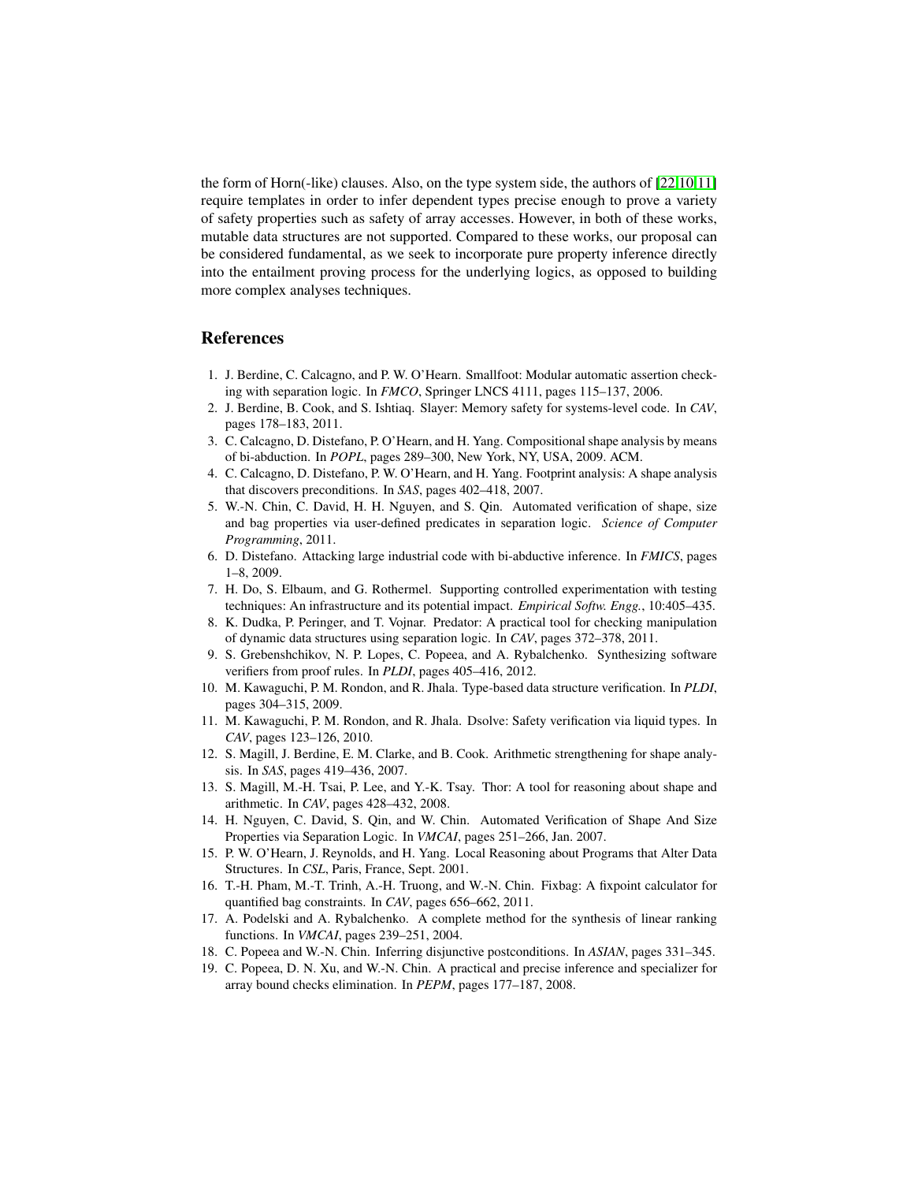the form of Horn(-like) clauses. Also, on the type system side, the authors of [22,10,11] require templates in order to infer dependent types precise enough to prove a variety of safety properties such as safety of array accesses. However, in both of these works, mutable data structures are not supported. Compared to these works, our proposal can be considered fundamental, as we seek to incorporate pure property inference directly into the entailment proving process for the underlying logics, as opposed to building more complex analyses techniques.

## References

1. J. Berdine, C. Calcagno, and P. W. O'Hearn. Smallfoot: Modular automatic assertion checking with separation logic. In *FMCO*, Springer LNCS 4111, pages 115–137, 2006.
2. J. Berdine, B. Cook, and S. Ishtiaq. Slayer: Memory safety for systems-level code. In *CAV*, pages 178–183, 2011.
3. C. Calcagno, D. Distefano, P. O'Hearn, and H. Yang. Compositional shape analysis by means of bi-abduction. In *POPL*, pages 289–300, New York, NY, USA, 2009. ACM.
4. C. Calcagno, D. Distefano, P. W. O'Hearn, and H. Yang. Footprint analysis: A shape analysis that discovers preconditions. In *SAS*, pages 402–418, 2007.
5. W.-N. Chin, C. David, H. H. Nguyen, and S. Qin. Automated verification of shape, size and bag properties via user-defined predicates in separation logic. *Science of Computer Programming*, 2011.
6. D. Distefano. Attacking large industrial code with bi-abductive inference. In *FMICS*, pages 1–8, 2009.
7. H. Do, S. Elbaum, and G. Rothermel. Supporting controlled experimentation with testing techniques: An infrastructure and its potential impact. *Empirical Softw. Engg.*, 10:405–435.
8. K. Dudka, P. Peringer, and T. Vojnar. Predator: A practical tool for checking manipulation of dynamic data structures using separation logic. In *CAV*, pages 372–378, 2011.
9. S. Grebenshchikov, N. P. Lopes, C. Popeea, and A. Rybalchenko. Synthesizing software verifiers from proof rules. In *PLDI*, pages 405–416, 2012.
10. M. Kawaguchi, P. M. Rondon, and R. Jhala. Type-based data structure verification. In *PLDI*, pages 304–315, 2009.
11. M. Kawaguchi, P. M. Rondon, and R. Jhala. Dsolve: Safety verification via liquid types. In *CAV*, pages 123–126, 2010.
12. S. Magill, J. Berdine, E. M. Clarke, and B. Cook. Arithmetic strengthening for shape analysis. In *SAS*, pages 419–436, 2007.
13. S. Magill, M.-H. Tsai, P. Lee, and Y.-K. Tsay. Thor: A tool for reasoning about shape and arithmetic. In *CAV*, pages 428–432, 2008.
14. H. Nguyen, C. David, S. Qin, and W. Chin. Automated Verification of Shape And Size Properties via Separation Logic. In *VMCAI*, pages 251–266, Jan. 2007.
15. P. W. O'Hearn, J. Reynolds, and H. Yang. Local Reasoning about Programs that Alter Data Structures. In *CSL*, Paris, France, Sept. 2001.
16. T.-H. Pham, M.-T. Trinh, A.-H. Truong, and W.-N. Chin. Fixbag: A fixpoint calculator for quantified bag constraints. In *CAV*, pages 656–662, 2011.
17. A. Podelski and A. Rybalchenko. A complete method for the synthesis of linear ranking functions. In *VMCAI*, pages 239–251, 2004.
18. C. Popeea and W.-N. Chin. Inferring disjunctive postconditions. In *ASIAN*, pages 331–345.
19. C. Popeea, D. N. Xu, and W.-N. Chin. A practical and precise inference and specializer for array bound checks elimination. In *PEPM*, pages 177–187, 2008.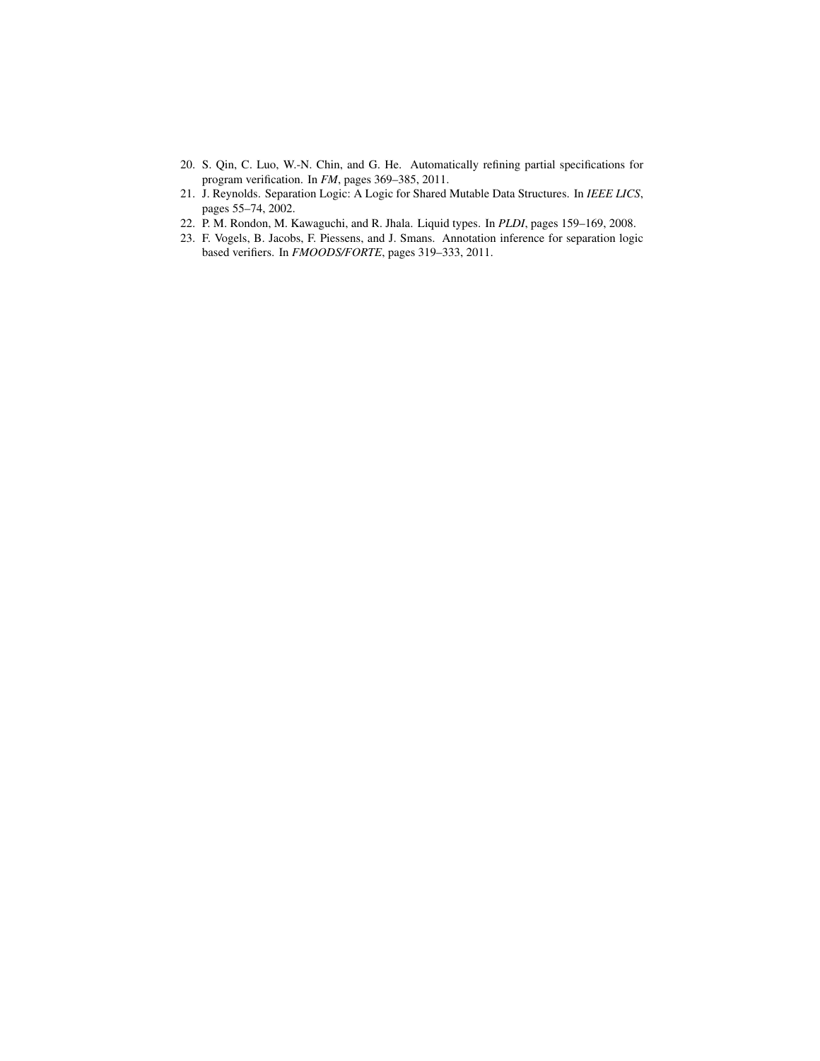20. S. Qin, C. Luo, W.-N. Chin, and G. He. Automatically refining partial specifications for program verification. In *FM*, pages 369–385, 2011.
21. J. Reynolds. Separation Logic: A Logic for Shared Mutable Data Structures. In *IEEE LICS*, pages 55–74, 2002.
22. P. M. Rondon, M. Kawaguchi, and R. Jhala. Liquid types. In *PLDI*, pages 159–169, 2008.
23. F. Vogels, B. Jacobs, F. Piessens, and J. Smans. Annotation inference for separation logic based verifiers. In *FMOODS/FORTE*, pages 319–333, 2011.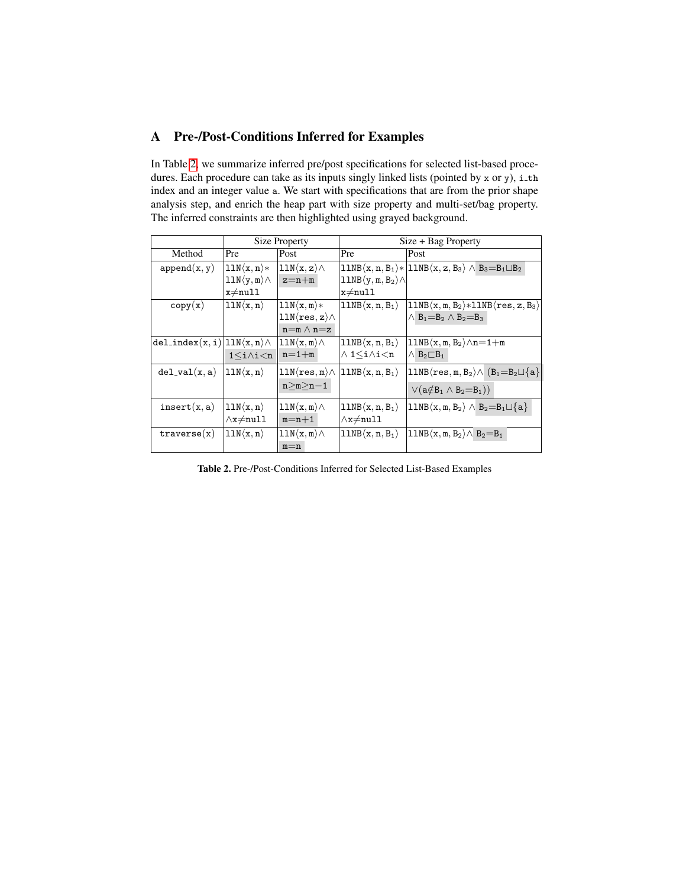## A Pre-/Post-Conditions Inferred for Examples

In Table 2, we summarize inferred pre/post specifications for selected list-based procedures. Each procedure can take as its inputs singly linked lists (pointed by x or y), i_th index and an integer value a. We start with specifications that are from the prior shape analysis step, and enrich the heap part with size property and multi-set/bag property. The inferred constraints are then highlighted using grayed background.

| | Size Property | | Size + Bag Property | |
|---|---|---|---|---|
| Method | Pre | Post | Pre | Post |
| append(x, y) | $\mathtt{llN}\langle x, n\rangle *$ $\mathtt{llN}\langle y, m\rangle \wedge$ $x \neq \mathtt{null}$ | $\mathtt{llN}\langle x, z\rangle \wedge$ $z = n + m$ | $\mathtt{llNB}\langle x, n, B_1\rangle *$ $\mathtt{llNB}\langle y, m, B_2\rangle \wedge$ $x \neq \mathtt{null}$ | $\mathtt{llNB}\langle x, z, B_3\rangle \wedge B_3 = B_1 \sqcup B_2$ |
| copy(x) | $\mathtt{llN}\langle x, n\rangle$ | $\mathtt{llN}\langle x, m\rangle *$ $\mathtt{llN}\langle res, z\rangle \wedge$ $n = m \wedge n = z$ | $\mathtt{llNB}\langle x, n, B_1\rangle$ | $\mathtt{llNB}\langle x, m, B_2\rangle * \mathtt{llNB}\langle res, z, B_3\rangle$ $\wedge B_1 = B_2 \wedge B_2 = B_3$ |
| del_index(x, i) | $\mathtt{llN}\langle x, n\rangle \wedge$ $1 \leq i \wedge i < n$ | $\mathtt{llN}\langle x, m\rangle \wedge$ $n = 1 + m$ | $\mathtt{llNB}\langle x, n, B_1\rangle$ $\wedge 1 \leq i \wedge i < n$ | $\mathtt{llNB}\langle x, m, B_2\rangle \wedge n = 1 + m$ $\wedge B_2 \sqsubset B_1$ |
| del_val(x, a) | $\mathtt{llN}\langle x, n\rangle$ | $\mathtt{llN}\langle res, m\rangle \wedge$ $n \geq m \geq n - 1$ | $\mathtt{llNB}\langle x, n, B_1\rangle$ | $\mathtt{llNB}\langle res, m, B_2\rangle \wedge (B_1 = B_2 \sqcup \{a\}$ $\vee (a \notin B_1 \wedge B_2 = B_1))$ |
| insert(x, a) | $\mathtt{llN}\langle x, n\rangle$ $\wedge x \neq \mathtt{null}$ | $\mathtt{llN}\langle x, m\rangle \wedge$ $m = n + 1$ | $\mathtt{llNB}\langle x, n, B_1\rangle$ $\wedge x \neq \mathtt{null}$ | $\mathtt{llNB}\langle x, m, B_2\rangle \wedge B_2 = B_1 \sqcup \{a\}$ |
| traverse(x) | $\mathtt{llN}\langle x, n\rangle$ | $\mathtt{llN}\langle x, m\rangle \wedge$ $m = n$ | $\mathtt{llNB}\langle x, n, B_1\rangle$ | $\mathtt{llNB}\langle x, m, B_2\rangle \wedge B_2 = B_1$ |

**Table 2.** Pre-/Post-Conditions Inferred for Selected List-Based Examples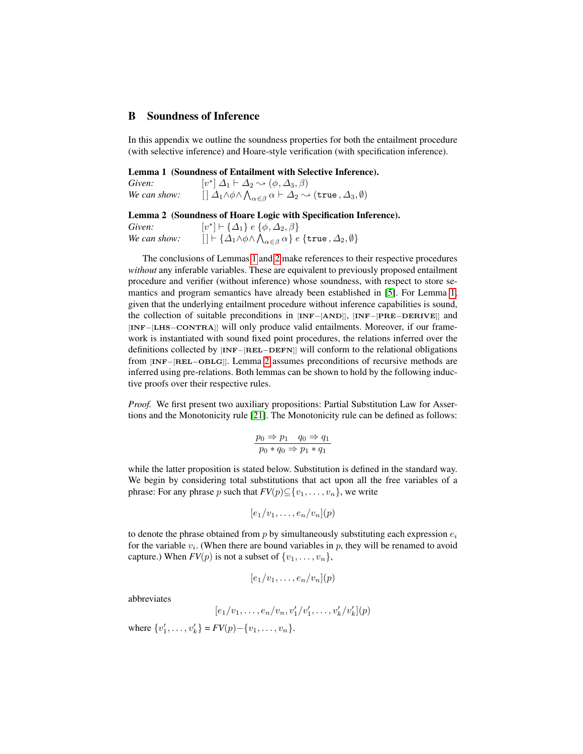## B Soundness of Inference

In this appendix we outline the soundness properties for both the entailment procedure (with selective inference) and Hoare-style verification (with specification inference).

**Lemma 1 (Soundness of Entailment with Selective Inference).**
*Given:* $[v^*]\ \Delta_1 \vdash \Delta_2 \leadsto (\phi, \Delta_3, \beta)$
*We can show:* $[\,]\ \Delta_1 {\wedge} \phi {\wedge} \bigwedge_{\alpha \in \beta} \alpha \vdash \Delta_2 \leadsto (\texttt{true}\,, \Delta_3, \emptyset)$

**Lemma 2 (Soundness of Hoare Logic with Specification Inference).**
*Given:* $[v^*] \vdash \{\Delta_1\}\ e\ \{\phi, \Delta_2, \beta\}$
*We can show:* $[\,] \vdash \{\Delta_1 {\wedge} \phi {\wedge} \bigwedge_{\alpha \in \beta} \alpha\}\ e\ \{\texttt{true}\,, \Delta_2, \emptyset\}$

The conclusions of Lemmas 1 and 2 make references to their respective procedures *without* any inferable variables. These are equivalent to previously proposed entailment procedure and verifier (without inference) whose soundness, with respect to store semantics and program semantics have already been established in [5]. For Lemma 1, given that the underlying entailment procedure without inference capabilities is sound, the collection of suitable preconditions in [INF−[AND]], [INF−[PRE−DERIVE]] and [INF−[LHS−CONTRA]] will only produce valid entailments. Moreover, if our framework is instantiated with sound fixed point procedures, the relations inferred over the definitions collected by [INF−[REL−DEFN]] will conform to the relational obligations from [INF−[REL−OBLG]]. Lemma 2 assumes preconditions of recursive methods are inferred using pre-relations. Both lemmas can be shown to hold by the following inductive proofs over their respective rules.

*Proof.* We first present two auxiliary propositions: Partial Substitution Law for Assertions and the Monotonicity rule [21]. The Monotonicity rule can be defined as follows:

$$\frac{p_0 \Rightarrow p_1 \quad q_0 \Rightarrow q_1}{p_0 * q_0 \Rightarrow p_1 * q_1}$$

while the latter proposition is stated below. Substitution is defined in the standard way. We begin by considering total substitutions that act upon all the free variables of a phrase: For any phrase $p$ such that $FV(p) {\subseteq} \{v_1, \ldots, v_n\}$, we write

$$[e_1/v_1, \ldots, e_n/v_n](p)$$

to denote the phrase obtained from $p$ by simultaneously substituting each expression $e_i$ for the variable $v_i$. (When there are bound variables in $p$, they will be renamed to avoid capture.) When $FV(p)$ is not a subset of $\{v_1, \ldots, v_n\}$,

$$[e_1/v_1, \ldots, e_n/v_n](p)$$

abbreviates

$$[e_1/v_1, \ldots, e_n/v_n, v'_1/v'_1, \ldots, v'_k/v'_k](p)$$

where $\{v'_1, \ldots, v'_k\} = FV(p) {-} \{v_1, \ldots, v_n\}$.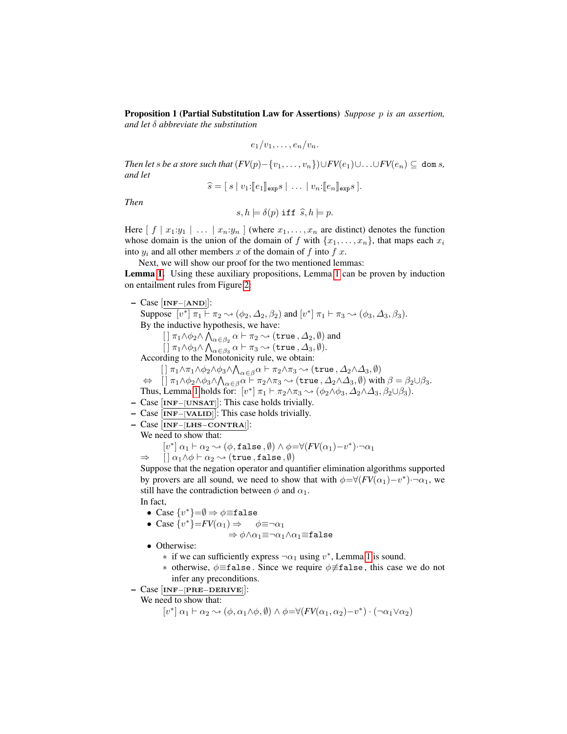**Proposition 1 (Partial Substitution Law for Assertions)** *Suppose $p$ is an assertion, and let $\delta$ abbreviate the substitution*

$$e_1/v_1, \ldots, e_n/v_n.$$

*Then let $s$ be a store such that $(FV(p) - \{v_1, \ldots, v_n\}) \cup FV(e_1) \cup \ldots \cup FV(e_n) \subseteq \texttt{dom}\ s$, and let*

$$\widehat{s} = [\ s \mid v_1{:}[\![e_1]\!]_{\texttt{exp}} s \mid \ \ldots \ \mid v_n{:}[\![e_n]\!]_{\texttt{exp}} s\ ].$$

*Then*

$$s, h \models \delta(p) \ \texttt{iff} \ \widehat{s}, h \models p.$$

Here $[\ f \mid x_1{:}y_1 \mid \ \ldots \ \mid x_n{:}y_n\ ]$ (where $x_1, \ldots, x_n$ are distinct) denotes the function whose domain is the union of the domain of $f$ with $\{x_1, \ldots, x_n\}$, that maps each $x_i$ into $y_i$ and all other members $x$ of the domain of $f$ into $f\ x$.

Next, we will show our proof for the two mentioned lemmas:

**Lemma 1.** Using these auxiliary propositions, Lemma 1 can be proven by induction on entailment rules from Figure 2:

- Case [INF−[AND]]:
  Suppose $[v^*]\ \pi_1 \vdash \pi_2 \leadsto (\phi_2, \Delta_2, \beta_2)$ and $[v^*]\ \pi_1 \vdash \pi_3 \leadsto (\phi_3, \Delta_3, \beta_3)$.
  By the inductive hypothesis, we have:
  $[\,]\ \pi_1 \wedge \phi_2 \wedge \bigwedge_{\alpha \in \beta_2} \alpha \vdash \pi_2 \leadsto (\texttt{true}, \Delta_2, \emptyset)$ and
  $[\,]\ \pi_1 \wedge \phi_3 \wedge \bigwedge_{\alpha \in \beta_3} \alpha \vdash \pi_3 \leadsto (\texttt{true}, \Delta_3, \emptyset)$.
  According to the Monotonicity rule, we obtain:
  $[\,]\ \pi_1 \wedge \pi_1 \wedge \phi_2 \wedge \phi_3 \wedge \bigwedge_{\alpha \in \beta} \alpha \vdash \pi_2 \wedge \pi_3 \leadsto (\texttt{true}, \Delta_2 \wedge \Delta_3, \emptyset)$
  $\Leftrightarrow \quad [\,]\ \pi_1 \wedge \phi_2 \wedge \phi_3 \wedge \bigwedge_{\alpha \in \beta} \alpha \vdash \pi_2 \wedge \pi_3 \leadsto (\texttt{true}, \Delta_2 \wedge \Delta_3, \emptyset)$ with $\beta = \beta_2 \cup \beta_3$.
  Thus, Lemma 1 holds for: $[v^*]\ \pi_1 \vdash \pi_2 \wedge \pi_3 \leadsto (\phi_2 \wedge \phi_3, \Delta_2 \wedge \Delta_3, \beta_2 \cup \beta_3)$.
- Case [INF−[UNSAT]]: This case holds trivially.
- Case [INF−[VALID]]: This case holds trivially.
- Case [INF−[LHS−CONTRA]]:
  We need to show that:
  $[v^*]\ \alpha_1 \vdash \alpha_2 \leadsto (\phi, \texttt{false}, \emptyset) \wedge \phi {=} \forall (FV(\alpha_1) {-} v^*) {\cdot} \neg \alpha_1$
  $\Rightarrow \quad [\,]\ \alpha_1 \wedge \phi \vdash \alpha_2 \leadsto (\texttt{true}, \texttt{false}, \emptyset)$
  Suppose that the negation operator and quantifier elimination algorithms supported by provers are all sound, we need to show that with $\phi {=} \forall (FV(\alpha_1) {-} v^*) {\cdot} \neg \alpha_1$, we still have the contradiction between $\phi$ and $\alpha_1$.
  In fact,
  - Case $\{v^*\} {=} \emptyset \Rightarrow \phi {\equiv} \texttt{false}$
  - Case $\{v^*\} {=} FV(\alpha_1) \Rightarrow \quad \phi {\equiv} \neg \alpha_1$
    $\Rightarrow \phi \wedge \alpha_1 {\equiv} \neg \alpha_1 \wedge \alpha_1 {\equiv} \texttt{false}$
  - Otherwise:
    - if we can sufficiently express $\neg \alpha_1$ using $v^*$, Lemma 1 is sound.
    - otherwise, $\phi {\equiv} \texttt{false}$. Since we require $\phi {\not\equiv} \texttt{false}$, this case we do not infer any preconditions.
- Case [INF−[PRE−DERIVE]]:
  We need to show that:
  $[v^*]\ \alpha_1 \vdash \alpha_2 \leadsto (\phi, \alpha_1 \wedge \phi, \emptyset) \wedge \phi {=} \forall (FV(\alpha_1, \alpha_2) {-} v^*) \cdot (\neg \alpha_1 \vee \alpha_2)$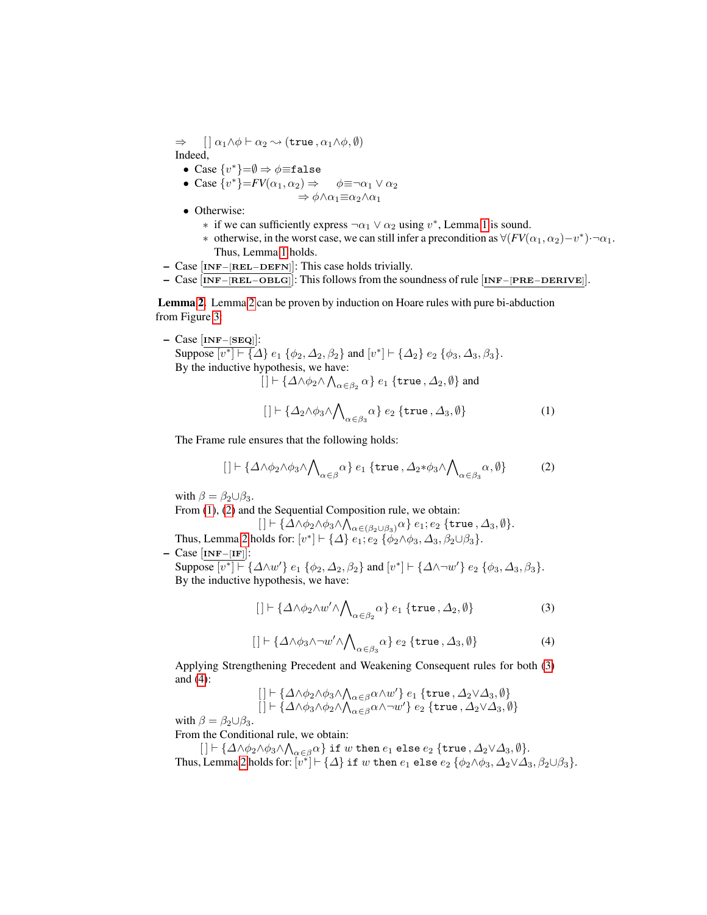$\Rightarrow \quad [\,]\ \alpha_1 {\wedge} \phi \vdash \alpha_2 \leadsto (\texttt{true}\,, \alpha_1 {\wedge} \phi, \emptyset)$

Indeed,

- Case $\{v^*\}{=}\emptyset \Rightarrow \phi{\equiv}\texttt{false}$
- Case $\{v^*\}{=}FV(\alpha_1, \alpha_2) \Rightarrow \quad \phi{\equiv}\neg\alpha_1 \vee \alpha_2$
  $\Rightarrow \phi{\wedge}\alpha_1{\equiv}\alpha_2{\wedge}\alpha_1$
- Otherwise:
  - if we can sufficiently express $\neg\alpha_1 \vee \alpha_2$ using $v^*$, Lemma 1 is sound.
  - otherwise, in the worst case, we can still infer a precondition as $\forall(FV(\alpha_1, \alpha_2){-}v^*){\cdot}\neg\alpha_1$. Thus, Lemma 1 holds.

– Case [INF−[REL−DEFN]]: This case holds trivially.
– Case [INF−[REL−OBLG]]: This follows from the soundness of rule [INF−[PRE−DERIVE]].

**Lemma 2.** Lemma 2 can be proven by induction on Hoare rules with pure bi-abduction from Figure 3.

– Case [INF−[SEQ]]:
Suppose $[v^*] \vdash \{\Delta\}\ e_1\ \{\phi_2, \Delta_2, \beta_2\}$ and $[v^*] \vdash \{\Delta_2\}\ e_2\ \{\phi_3, \Delta_3, \beta_3\}$.
By the inductive hypothesis, we have:

$$[\,] \vdash \{\Delta{\wedge}\phi_2{\wedge}\textstyle\bigwedge_{\alpha\in\beta_2}\alpha\}\ e_1\ \{\texttt{true}\,, \Delta_2, \emptyset\} \text{ and}$$

$$[\,] \vdash \{\Delta_2{\wedge}\phi_3{\wedge}\bigwedge\nolimits_{\alpha\in\beta_3}\alpha\}\ e_2\ \{\texttt{true}\,, \Delta_3, \emptyset\} \tag{1}$$

The Frame rule ensures that the following holds:

$$[\,] \vdash \{\Delta{\wedge}\phi_2{\wedge}\phi_3{\wedge}\bigwedge\nolimits_{\alpha\in\beta}\alpha\}\ e_1\ \{\texttt{true}\,, \Delta_2{*}\phi_3{\wedge}\bigwedge\nolimits_{\alpha\in\beta_3}\alpha, \emptyset\} \tag{2}$$

with $\beta = \beta_2{\cup}\beta_3$.
From (1), (2) and the Sequential Composition rule, we obtain:

$$[\,] \vdash \{\Delta{\wedge}\phi_2{\wedge}\phi_3{\wedge}\textstyle\bigwedge_{\alpha\in(\beta_2\cup\beta_3)}\alpha\}\ e_1; e_2\ \{\texttt{true}\,, \Delta_3, \emptyset\}.$$

Thus, Lemma 2 holds for: $[v^*] \vdash \{\Delta\}\ e_1; e_2\ \{\phi_2{\wedge}\phi_3, \Delta_3, \beta_2{\cup}\beta_3\}$.

– Case [INF−[IF]]:
Suppose $[v^*] \vdash \{\Delta{\wedge}w'\}\ e_1\ \{\phi_2, \Delta_2, \beta_2\}$ and $[v^*] \vdash \{\Delta{\wedge}\neg w'\}\ e_2\ \{\phi_3, \Delta_3, \beta_3\}$.
By the inductive hypothesis, we have:

$$[\,] \vdash \{\Delta{\wedge}\phi_2{\wedge}w'{\wedge}\bigwedge\nolimits_{\alpha\in\beta_2}\alpha\}\ e_1\ \{\texttt{true}\,, \Delta_2, \emptyset\} \tag{3}$$

$$[\,] \vdash \{\Delta{\wedge}\phi_3{\wedge}\neg w'{\wedge}\bigwedge\nolimits_{\alpha\in\beta_3}\alpha\}\ e_2\ \{\texttt{true}\,, \Delta_3, \emptyset\} \tag{4}$$

Applying Strengthening Precedent and Weakening Consequent rules for both (3) and (4):

$$[\,] \vdash \{\Delta{\wedge}\phi_2{\wedge}\phi_3{\wedge}\textstyle\bigwedge_{\alpha\in\beta}\alpha{\wedge}w'\}\ e_1\ \{\texttt{true}\,, \Delta_2{\vee}\Delta_3, \emptyset\}$$
$$[\,] \vdash \{\Delta{\wedge}\phi_3{\wedge}\phi_2{\wedge}\textstyle\bigwedge_{\alpha\in\beta}\alpha{\wedge}\neg w'\}\ e_2\ \{\texttt{true}\,, \Delta_2{\vee}\Delta_3, \emptyset\}$$

with $\beta = \beta_2{\cup}\beta_3$.
From the Conditional rule, we obtain:

$$[\,] \vdash \{\Delta{\wedge}\phi_2{\wedge}\phi_3{\wedge}\textstyle\bigwedge_{\alpha\in\beta}\alpha\}\ \texttt{if}\ w\ \texttt{then}\ e_1\ \texttt{else}\ e_2\ \{\texttt{true}\,, \Delta_2{\vee}\Delta_3, \emptyset\}.$$

Thus, Lemma 2 holds for: $[v^*] \vdash \{\Delta\}\ \texttt{if}\ w\ \texttt{then}\ e_1\ \texttt{else}\ e_2\ \{\phi_2{\wedge}\phi_3, \Delta_2{\vee}\Delta_3, \beta_2{\cup}\beta_3\}$.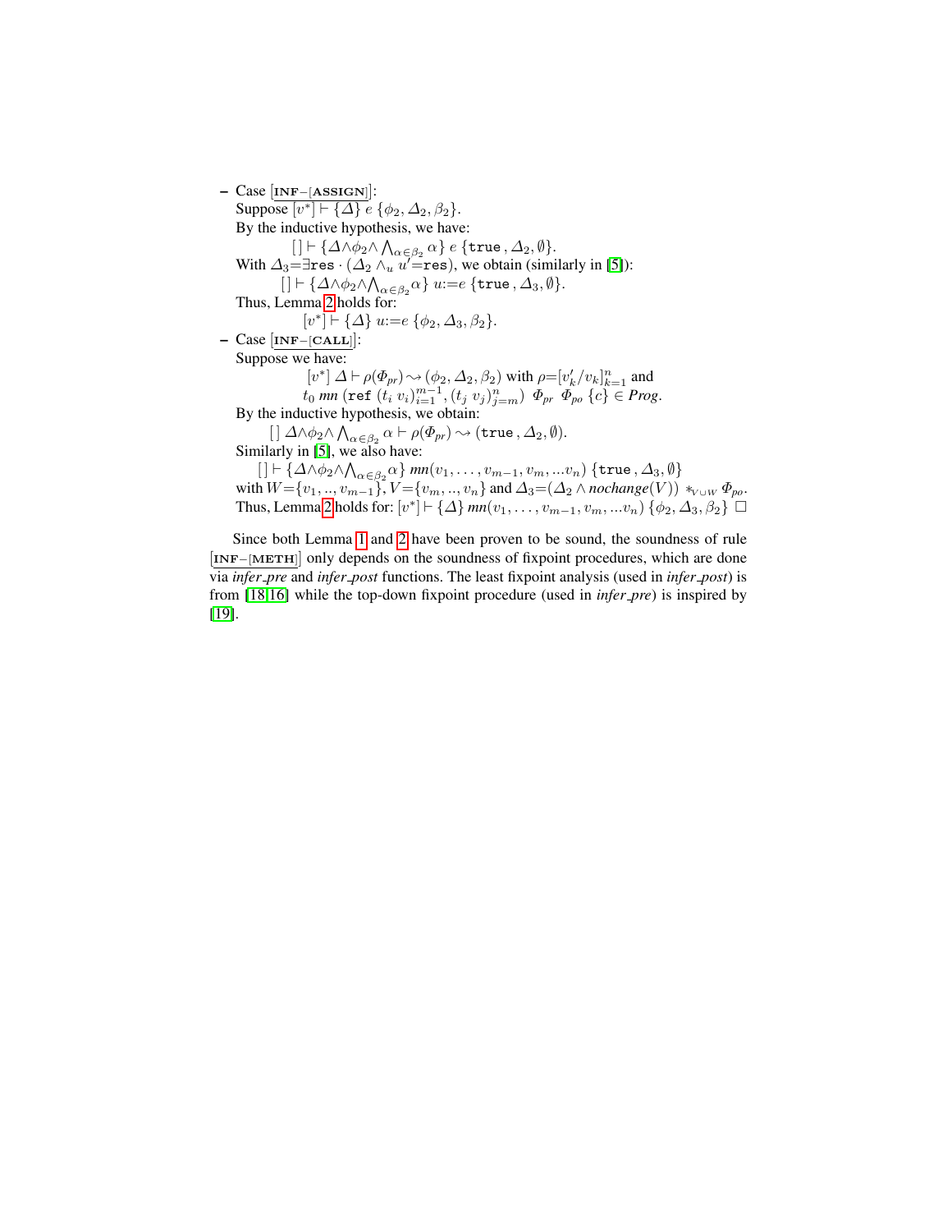– Case [INF−[ASSIGN]]:
Suppose $[v^*] \vdash \{\Delta\}\ e\ \{\phi_2, \Delta_2, \beta_2\}$.
By the inductive hypothesis, we have:

$$[\,] \vdash \{\Delta{\wedge}\phi_2{\wedge}\bigwedge_{\alpha\in\beta_2}\alpha\}\ e\ \{\mathtt{true}\,, \Delta_2, \emptyset\}.$$

With $\Delta_3{=}\exists\mathtt{res}\cdot(\Delta_2 \wedge_u u'{=}\mathtt{res})$, we obtain (similarly in [5]):

$$[\,] \vdash \{\Delta{\wedge}\phi_2{\wedge}\bigwedge_{\alpha\in\beta_2}\alpha\}\ u{:=}e\ \{\mathtt{true}\,, \Delta_3, \emptyset\}.$$

Thus, Lemma 2 holds for:

$$[v^*] \vdash \{\Delta\}\ u{:=}e\ \{\phi_2, \Delta_3, \beta_2\}.$$

– Case [INF−[CALL]]:
Suppose we have:

$$[v^*]\ \Delta \vdash \rho(\Phi_{pr}) \leadsto (\phi_2, \Delta_2, \beta_2) \text{ with } \rho{=}[v'_k/v_k]_{k=1}^n \text{ and}$$
$$t_0\ mn\ (\mathtt{ref}\ (t_i\ v_i)_{i=1}^{m-1}, (t_j\ v_j)_{j=m}^n)\ \ \Phi_{pr}\ \ \Phi_{po}\ \{c\} \in \mathit{Prog}.$$

By the inductive hypothesis, we obtain:

$$[\,]\ \Delta{\wedge}\phi_2{\wedge}\bigwedge_{\alpha\in\beta_2}\alpha \vdash \rho(\Phi_{pr}) \leadsto (\mathtt{true}\,, \Delta_2, \emptyset).$$

Similarly in [5], we also have:

$$[\,] \vdash \{\Delta{\wedge}\phi_2{\wedge}\bigwedge_{\alpha\in\beta_2}\alpha\}\ mn(v_1, \ldots, v_{m-1}, v_m, ...v_n)\ \{\mathtt{true}\,, \Delta_3, \emptyset\}$$

with $W{=}\{v_1, .., v_{m-1}\}$, $V{=}\{v_m, .., v_n\}$ and $\Delta_3{=}(\Delta_2 \wedge \mathit{nochange}(V)) *_{V\cup W} \Phi_{po}$.
Thus, Lemma 2 holds for: $[v^*] \vdash \{\Delta\}\ mn(v_1, \ldots, v_{m-1}, v_m, ...v_n)\ \{\phi_2, \Delta_3, \beta_2\}$ □

Since both Lemma 1 and 2 have been proven to be sound, the soundness of rule [INF−[METH]] only depends on the soundness of fixpoint procedures, which are done via *infer_pre* and *infer_post* functions. The least fixpoint analysis (used in *infer_post*) is from [18,16] while the top-down fixpoint procedure (used in *infer_pre*) is inspired by [19].